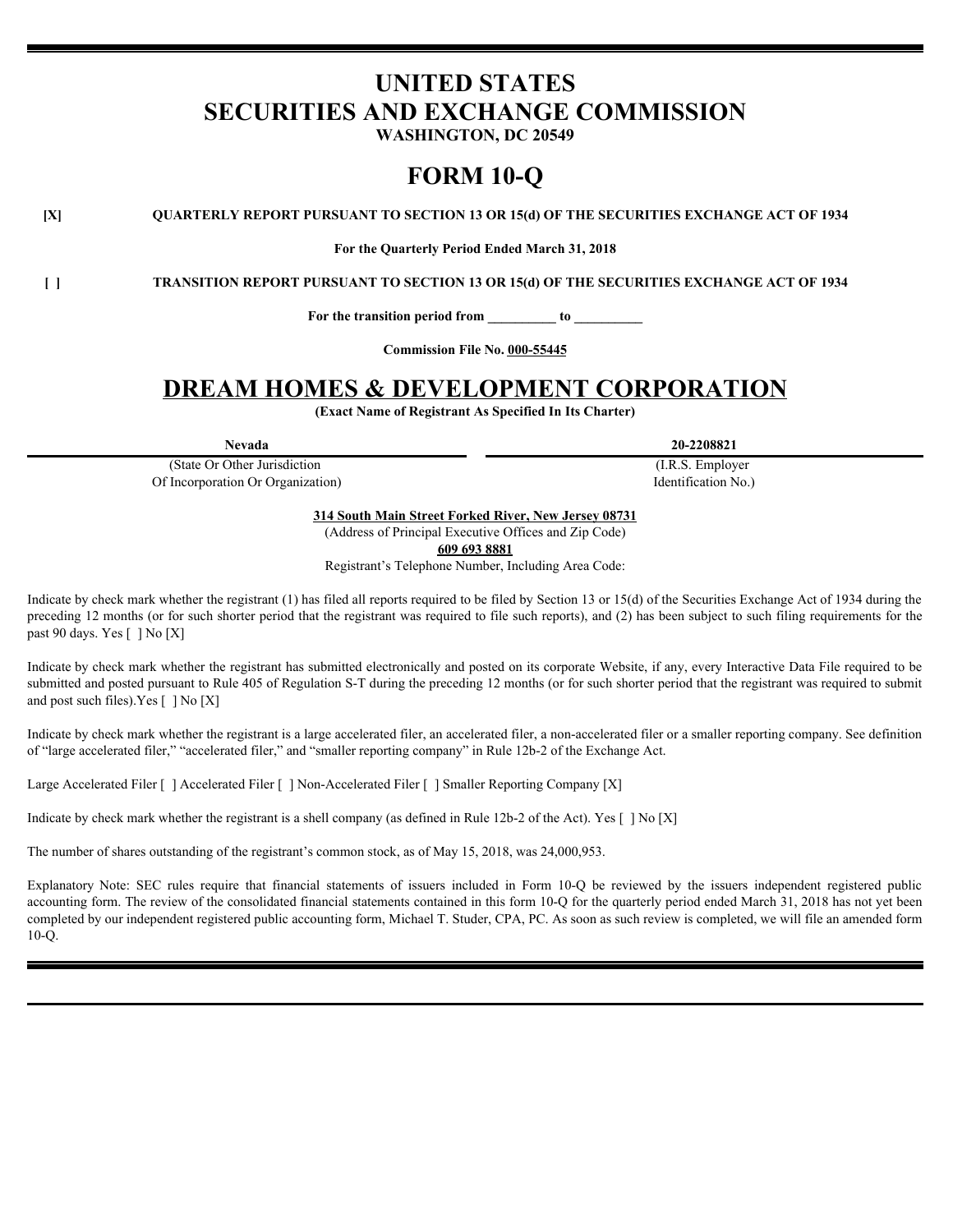# UNITED STATES
# SECURITIES AND EXCHANGE COMMISSION

**WASHINGTON, DC 20549**

# FORM 10-Q

**[X]** **QUARTERLY REPORT PURSUANT TO SECTION 13 OR 15(d) OF THE SECURITIES EXCHANGE ACT OF 1934**

**For the Quarterly Period Ended March 31, 2018**

**[ ]** **TRANSITION REPORT PURSUANT TO SECTION 13 OR 15(d) OF THE SECURITIES EXCHANGE ACT OF 1934**

**For the transition period from \_\_\_\_\_\_\_\_\_ to \_\_\_\_\_\_\_\_\_**

**Commission File No. 000-55445**

# DREAM HOMES & DEVELOPMENT CORPORATION

**(Exact Name of Registrant As Specified In Its Charter)**

| **Nevada** | **20-2208821** |
|---|---|
| (State Or Other Jurisdiction Of Incorporation Or Organization) | (I.R.S. Employer Identification No.) |

**314 South Main Street Forked River, New Jersey 08731**
(Address of Principal Executive Offices and Zip Code)
**609 693 8881**
Registrant's Telephone Number, Including Area Code:

Indicate by check mark whether the registrant (1) has filed all reports required to be filed by Section 13 or 15(d) of the Securities Exchange Act of 1934 during the preceding 12 months (or for such shorter period that the registrant was required to file such reports), and (2) has been subject to such filing requirements for the past 90 days. Yes [ ] No [X]

Indicate by check mark whether the registrant has submitted electronically and posted on its corporate Website, if any, every Interactive Data File required to be submitted and posted pursuant to Rule 405 of Regulation S-T during the preceding 12 months (or for such shorter period that the registrant was required to submit and post such files).Yes [ ] No [X]

Indicate by check mark whether the registrant is a large accelerated filer, an accelerated filer, a non-accelerated filer or a smaller reporting company. See definition of "large accelerated filer," "accelerated filer," and "smaller reporting company" in Rule 12b-2 of the Exchange Act.

Large Accelerated Filer [ ] Accelerated Filer [ ] Non-Accelerated Filer [ ] Smaller Reporting Company [X]

Indicate by check mark whether the registrant is a shell company (as defined in Rule 12b-2 of the Act). Yes [ ] No [X]

The number of shares outstanding of the registrant's common stock, as of May 15, 2018, was 24,000,953.

Explanatory Note: SEC rules require that financial statements of issuers included in Form 10-Q be reviewed by the issuers independent registered public accounting form. The review of the consolidated financial statements contained in this form 10-Q for the quarterly period ended March 31, 2018 has not yet been completed by our independent registered public accounting form, Michael T. Studer, CPA, PC. As soon as such review is completed, we will file an amended form 10-Q.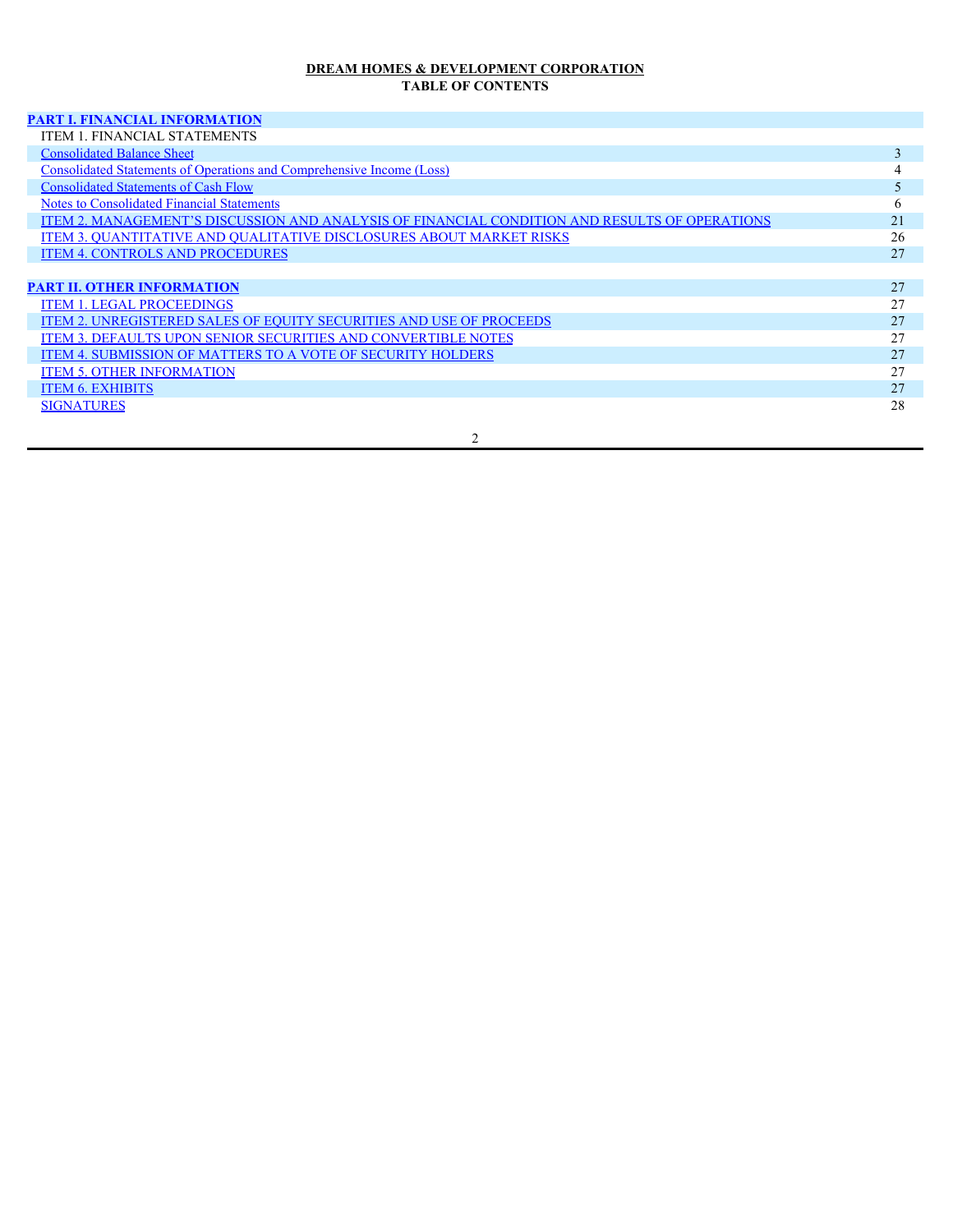**DREAM HOMES & DEVELOPMENT CORPORATION**
**TABLE OF CONTENTS**

| | |
|---|---|
| **PART I. FINANCIAL INFORMATION** | |
| ITEM 1. FINANCIAL STATEMENTS | |
| Consolidated Balance Sheet | 3 |
| Consolidated Statements of Operations and Comprehensive Income (Loss) | 4 |
| Consolidated Statements of Cash Flow | 5 |
| Notes to Consolidated Financial Statements | 6 |
| ITEM 2. MANAGEMENT'S DISCUSSION AND ANALYSIS OF FINANCIAL CONDITION AND RESULTS OF OPERATIONS | 21 |
| ITEM 3. QUANTITATIVE AND QUALITATIVE DISCLOSURES ABOUT MARKET RISKS | 26 |
| ITEM 4. CONTROLS AND PROCEDURES | 27 |
| | |
| **PART II. OTHER INFORMATION** | 27 |
| ITEM 1. LEGAL PROCEEDINGS | 27 |
| ITEM 2. UNREGISTERED SALES OF EQUITY SECURITIES AND USE OF PROCEEDS | 27 |
| ITEM 3. DEFAULTS UPON SENIOR SECURITIES AND CONVERTIBLE NOTES | 27 |
| ITEM 4. SUBMISSION OF MATTERS TO A VOTE OF SECURITY HOLDERS | 27 |
| ITEM 5. OTHER INFORMATION | 27 |
| ITEM 6. EXHIBITS | 27 |
| SIGNATURES | 28 |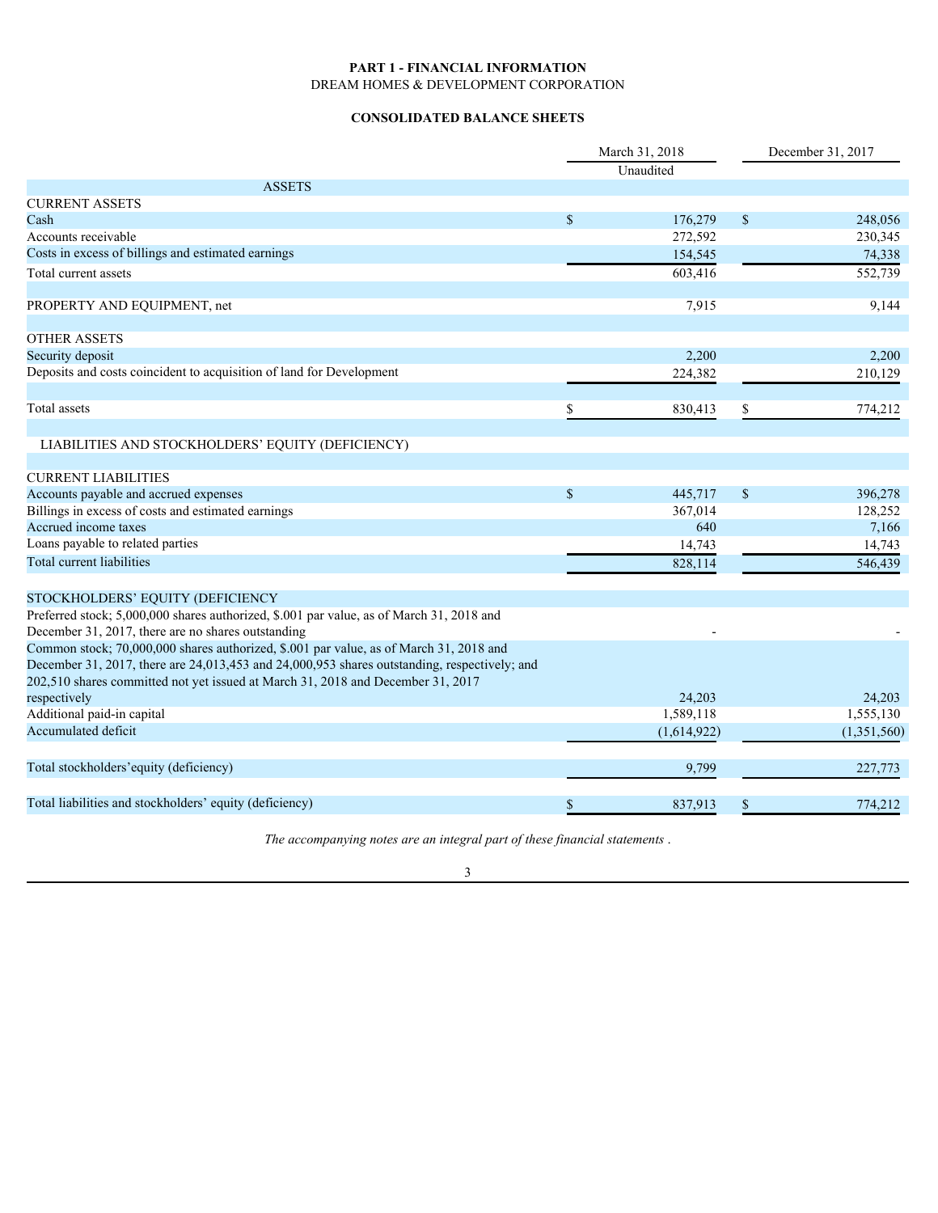**PART 1 - FINANCIAL INFORMATION**

DREAM HOMES & DEVELOPMENT CORPORATION

**CONSOLIDATED BALANCE SHEETS**

| | March 31, 2018 Unaudited | December 31, 2017 |
|---|---|---|
| ASSETS | | |
| CURRENT ASSETS | | |
| Cash | $ 176,279 | $ 248,056 |
| Accounts receivable | 272,592 | 230,345 |
| Costs in excess of billings and estimated earnings | 154,545 | 74,338 |
| Total current assets | 603,416 | 552,739 |
| | | |
| PROPERTY AND EQUIPMENT, net | 7,915 | 9,144 |
| | | |
| OTHER ASSETS | | |
| Security deposit | 2,200 | 2,200 |
| Deposits and costs coincident to acquisition of land for Development | 224,382 | 210,129 |
| | | |
| Total assets | $ 830,413 | $ 774,212 |
| | | |
| LIABILITIES AND STOCKHOLDERS' EQUITY (DEFICIENCY) | | |
| | | |
| CURRENT LIABILITIES | | |
| Accounts payable and accrued expenses | $ 445,717 | $ 396,278 |
| Billings in excess of costs and estimated earnings | 367,014 | 128,252 |
| Accrued income taxes | 640 | 7,166 |
| Loans payable to related parties | 14,743 | 14,743 |
| Total current liabilities | 828,114 | 546,439 |
| | | |
| STOCKHOLDERS' EQUITY (DEFICIENCY | | |
| Preferred stock; 5,000,000 shares authorized, $.001 par value, as of March 31, 2018 and December 31, 2017, there are no shares outstanding | - | - |
| Common stock; 70,000,000 shares authorized, $.001 par value, as of March 31, 2018 and December 31, 2017, there are 24,013,453 and 24,000,953 shares outstanding, respectively; and 202,510 shares committed not yet issued at March 31, 2018 and December 31, 2017 respectively | 24,203 | 24,203 |
| Additional paid-in capital | 1,589,118 | 1,555,130 |
| Accumulated deficit | (1,614,922) | (1,351,560) |
| | | |
| Total stockholders'equity (deficiency) | 9,799 | 227,773 |
| | | |
| Total liabilities and stockholders' equity (deficiency) | $ 837,913 | $ 774,212 |

*The accompanying notes are an integral part of these financial statements .*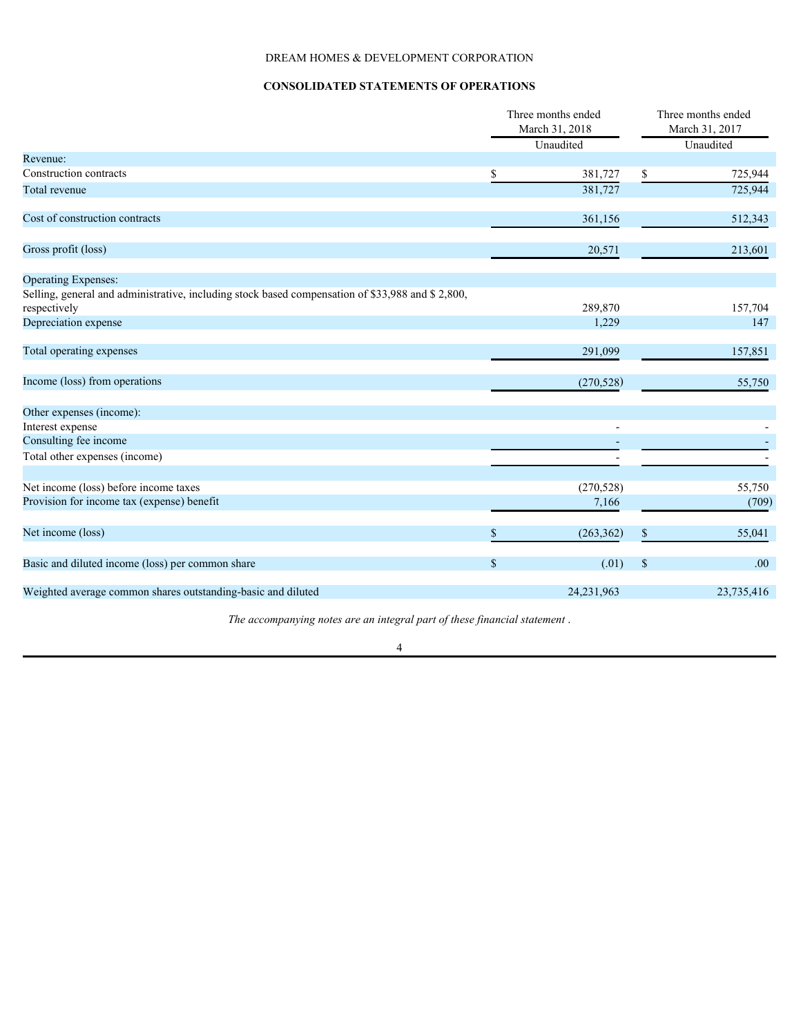DREAM HOMES & DEVELOPMENT CORPORATION

**CONSOLIDATED STATEMENTS OF OPERATIONS**

| | Three months ended March 31, 2018 Unaudited | Three months ended March 31, 2017 Unaudited |
|---|---|---|
| Revenue: | | |
| Construction contracts | $ 381,727 | $ 725,944 |
| Total revenue | 381,727 | 725,944 |
| | | |
| Cost of construction contracts | 361,156 | 512,343 |
| | | |
| Gross profit (loss) | 20,571 | 213,601 |
| | | |
| Operating Expenses: | | |
| Selling, general and administrative, including stock based compensation of $33,988 and $ 2,800, respectively | 289,870 | 157,704 |
| Depreciation expense | 1,229 | 147 |
| | | |
| Total operating expenses | 291,099 | 157,851 |
| | | |
| Income (loss) from operations | (270,528) | 55,750 |
| | | |
| Other expenses (income): | | |
| Interest expense | - | - |
| Consulting fee income | - | - |
| Total other expenses (income) | - | - |
| | | |
| Net income (loss) before income taxes | (270,528) | 55,750 |
| Provision for income tax (expense) benefit | 7,166 | (709) |
| | | |
| Net income (loss) | $ (263,362) | $ 55,041 |
| | | |
| Basic and diluted income (loss) per common share | $ (.01) | $ .00 |
| | | |
| Weighted average common shares outstanding-basic and diluted | 24,231,963 | 23,735,416 |

*The accompanying notes are an integral part of these financial statement .*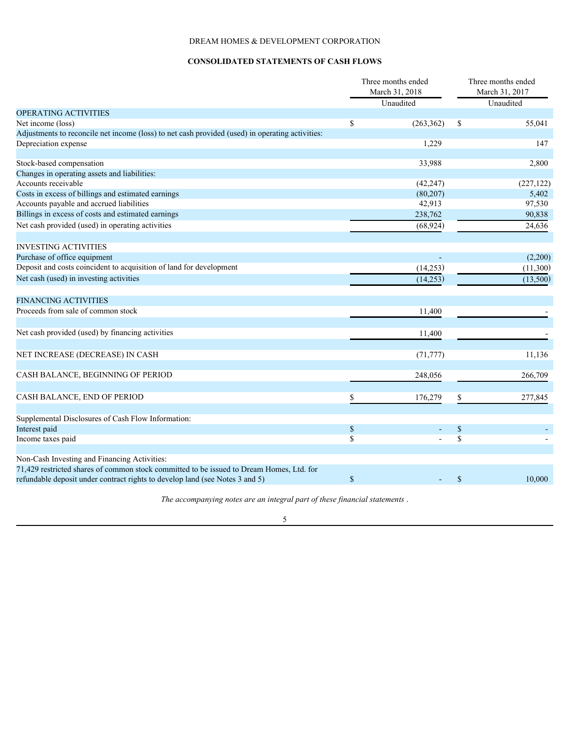DREAM HOMES & DEVELOPMENT CORPORATION

**CONSOLIDATED STATEMENTS OF CASH FLOWS**

| | Three months ended March 31, 2018 Unaudited | Three months ended March 31, 2017 Unaudited |
|---|---|---|
| OPERATING ACTIVITIES | | |
| Net income (loss) | $ (263,362) | $ 55,041 |
| Adjustments to reconcile net income (loss) to net cash provided (used) in operating activities: | | |
| Depreciation expense | 1,229 | 147 |
| | | |
| Stock-based compensation | 33,988 | 2,800 |
| Changes in operating assets and liabilities: | | |
| Accounts receivable | (42,247) | (227,122) |
| Costs in excess of billings and estimated earnings | (80,207) | 5,402 |
| Accounts payable and accrued liabilities | 42,913 | 97,530 |
| Billings in excess of costs and estimated earnings | 238,762 | 90,838 |
| Net cash provided (used) in operating activities | (68,924) | 24,636 |
| | | |
| INVESTING ACTIVITIES | | |
| Purchase of office equipment | - | (2,200) |
| Deposit and costs coincident to acquisition of land for development | (14,253) | (11,300) |
| Net cash (used) in investing activities | (14,253) | (13,500) |
| | | |
| FINANCING ACTIVITIES | | |
| Proceeds from sale of common stock | 11,400 | - |
| | | |
| Net cash provided (used) by financing activities | 11,400 | - |
| | | |
| NET INCREASE (DECREASE) IN CASH | (71,777) | 11,136 |
| | | |
| CASH BALANCE, BEGINNING OF PERIOD | 248,056 | 266,709 |
| | | |
| CASH BALANCE, END OF PERIOD | $ 176,279 | $ 277,845 |
| | | |
| Supplemental Disclosures of Cash Flow Information: | | |
| Interest paid | $ - | $ - |
| Income taxes paid | $ - | $ - |
| | | |
| Non-Cash Investing and Financing Activities: | | |
| 71,429 restricted shares of common stock committed to be issued to Dream Homes, Ltd. for refundable deposit under contract rights to develop land (see Notes 3 and 5) | $ - | $ 10,000 |

*The accompanying notes are an integral part of these financial statements .*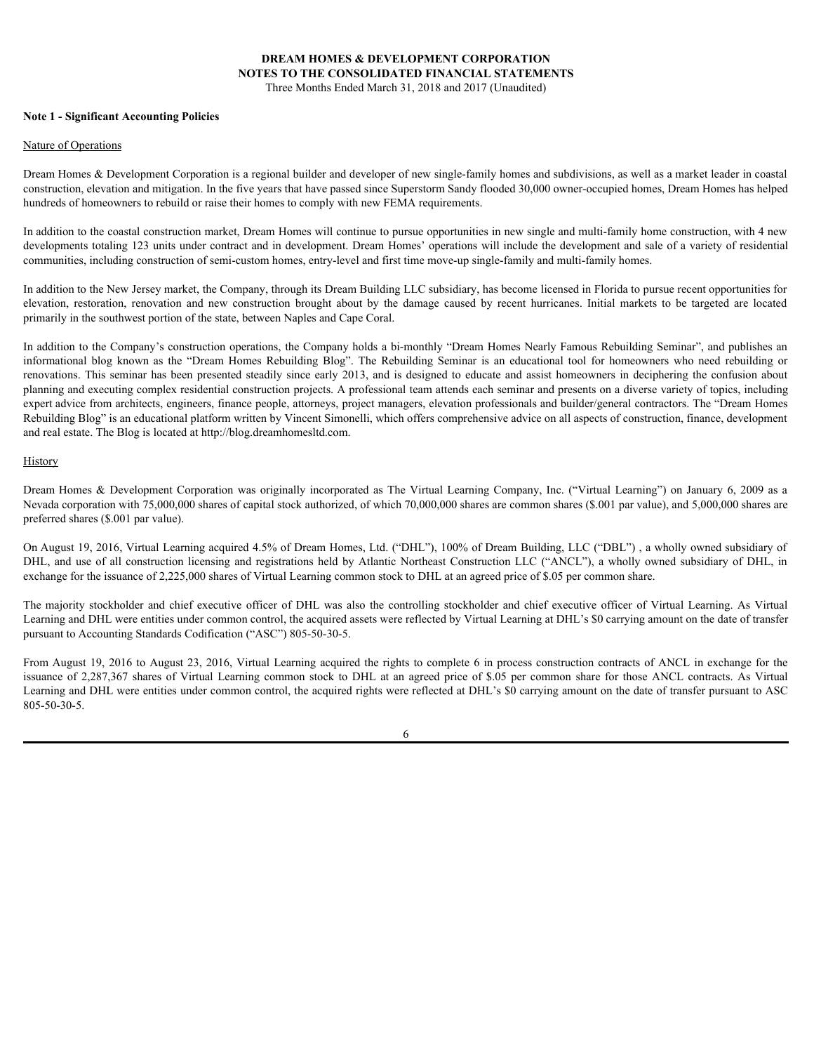# DREAM HOMES & DEVELOPMENT CORPORATION
## NOTES TO THE CONSOLIDATED FINANCIAL STATEMENTS
Three Months Ended March 31, 2018 and 2017 (Unaudited)

### Note 1 - Significant Accounting Policies

Nature of Operations

Dream Homes & Development Corporation is a regional builder and developer of new single-family homes and subdivisions, as well as a market leader in coastal construction, elevation and mitigation. In the five years that have passed since Superstorm Sandy flooded 30,000 owner-occupied homes, Dream Homes has helped hundreds of homeowners to rebuild or raise their homes to comply with new FEMA requirements.

In addition to the coastal construction market, Dream Homes will continue to pursue opportunities in new single and multi-family home construction, with 4 new developments totaling 123 units under contract and in development. Dream Homes' operations will include the development and sale of a variety of residential communities, including construction of semi-custom homes, entry-level and first time move-up single-family and multi-family homes.

In addition to the New Jersey market, the Company, through its Dream Building LLC subsidiary, has become licensed in Florida to pursue recent opportunities for elevation, restoration, renovation and new construction brought about by the damage caused by recent hurricanes. Initial markets to be targeted are located primarily in the southwest portion of the state, between Naples and Cape Coral.

In addition to the Company's construction operations, the Company holds a bi-monthly "Dream Homes Nearly Famous Rebuilding Seminar", and publishes an informational blog known as the "Dream Homes Rebuilding Blog". The Rebuilding Seminar is an educational tool for homeowners who need rebuilding or renovations. This seminar has been presented steadily since early 2013, and is designed to educate and assist homeowners in deciphering the confusion about planning and executing complex residential construction projects. A professional team attends each seminar and presents on a diverse variety of topics, including expert advice from architects, engineers, finance people, attorneys, project managers, elevation professionals and builder/general contractors. The "Dream Homes Rebuilding Blog" is an educational platform written by Vincent Simonelli, which offers comprehensive advice on all aspects of construction, finance, development and real estate. The Blog is located at http://blog.dreamhomesltd.com.

History

Dream Homes & Development Corporation was originally incorporated as The Virtual Learning Company, Inc. ("Virtual Learning") on January 6, 2009 as a Nevada corporation with 75,000,000 shares of capital stock authorized, of which 70,000,000 shares are common shares ($.001 par value), and 5,000,000 shares are preferred shares ($.001 par value).

On August 19, 2016, Virtual Learning acquired 4.5% of Dream Homes, Ltd. ("DHL"), 100% of Dream Building, LLC ("DBL") , a wholly owned subsidiary of DHL, and use of all construction licensing and registrations held by Atlantic Northeast Construction LLC ("ANCL"), a wholly owned subsidiary of DHL, in exchange for the issuance of 2,225,000 shares of Virtual Learning common stock to DHL at an agreed price of $.05 per common share.

The majority stockholder and chief executive officer of DHL was also the controlling stockholder and chief executive officer of Virtual Learning. As Virtual Learning and DHL were entities under common control, the acquired assets were reflected by Virtual Learning at DHL's $0 carrying amount on the date of transfer pursuant to Accounting Standards Codification ("ASC") 805-50-30-5.

From August 19, 2016 to August 23, 2016, Virtual Learning acquired the rights to complete 6 in process construction contracts of ANCL in exchange for the issuance of 2,287,367 shares of Virtual Learning common stock to DHL at an agreed price of $.05 per common share for those ANCL contracts. As Virtual Learning and DHL were entities under common control, the acquired rights were reflected at DHL's $0 carrying amount on the date of transfer pursuant to ASC 805-50-30-5.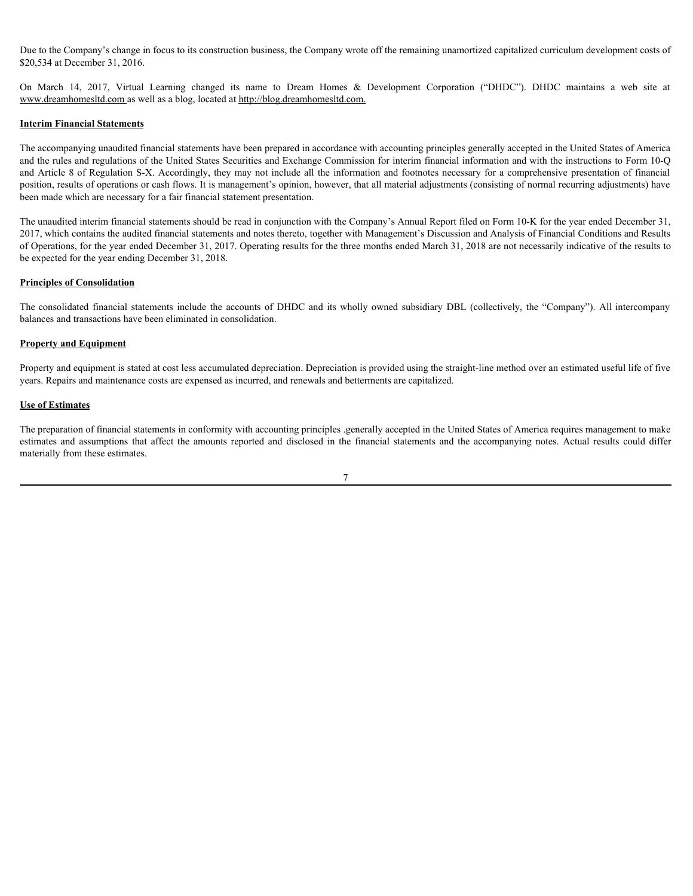Due to the Company's change in focus to its construction business, the Company wrote off the remaining unamortized capitalized curriculum development costs of $20,534 at December 31, 2016.

On March 14, 2017, Virtual Learning changed its name to Dream Homes & Development Corporation ("DHDC"). DHDC maintains a web site at www.dreamhomesltd.com as well as a blog, located at http://blog.dreamhomesltd.com.

**Interim Financial Statements**

The accompanying unaudited financial statements have been prepared in accordance with accounting principles generally accepted in the United States of America and the rules and regulations of the United States Securities and Exchange Commission for interim financial information and with the instructions to Form 10-Q and Article 8 of Regulation S-X. Accordingly, they may not include all the information and footnotes necessary for a comprehensive presentation of financial position, results of operations or cash flows. It is management's opinion, however, that all material adjustments (consisting of normal recurring adjustments) have been made which are necessary for a fair financial statement presentation.

The unaudited interim financial statements should be read in conjunction with the Company's Annual Report filed on Form 10-K for the year ended December 31, 2017, which contains the audited financial statements and notes thereto, together with Management's Discussion and Analysis of Financial Conditions and Results of Operations, for the year ended December 31, 2017. Operating results for the three months ended March 31, 2018 are not necessarily indicative of the results to be expected for the year ending December 31, 2018.

**Principles of Consolidation**

The consolidated financial statements include the accounts of DHDC and its wholly owned subsidiary DBL (collectively, the "Company"). All intercompany balances and transactions have been eliminated in consolidation.

**Property and Equipment**

Property and equipment is stated at cost less accumulated depreciation. Depreciation is provided using the straight-line method over an estimated useful life of five years. Repairs and maintenance costs are expensed as incurred, and renewals and betterments are capitalized.

**Use of Estimates**

The preparation of financial statements in conformity with accounting principles .generally accepted in the United States of America requires management to make estimates and assumptions that affect the amounts reported and disclosed in the financial statements and the accompanying notes. Actual results could differ materially from these estimates.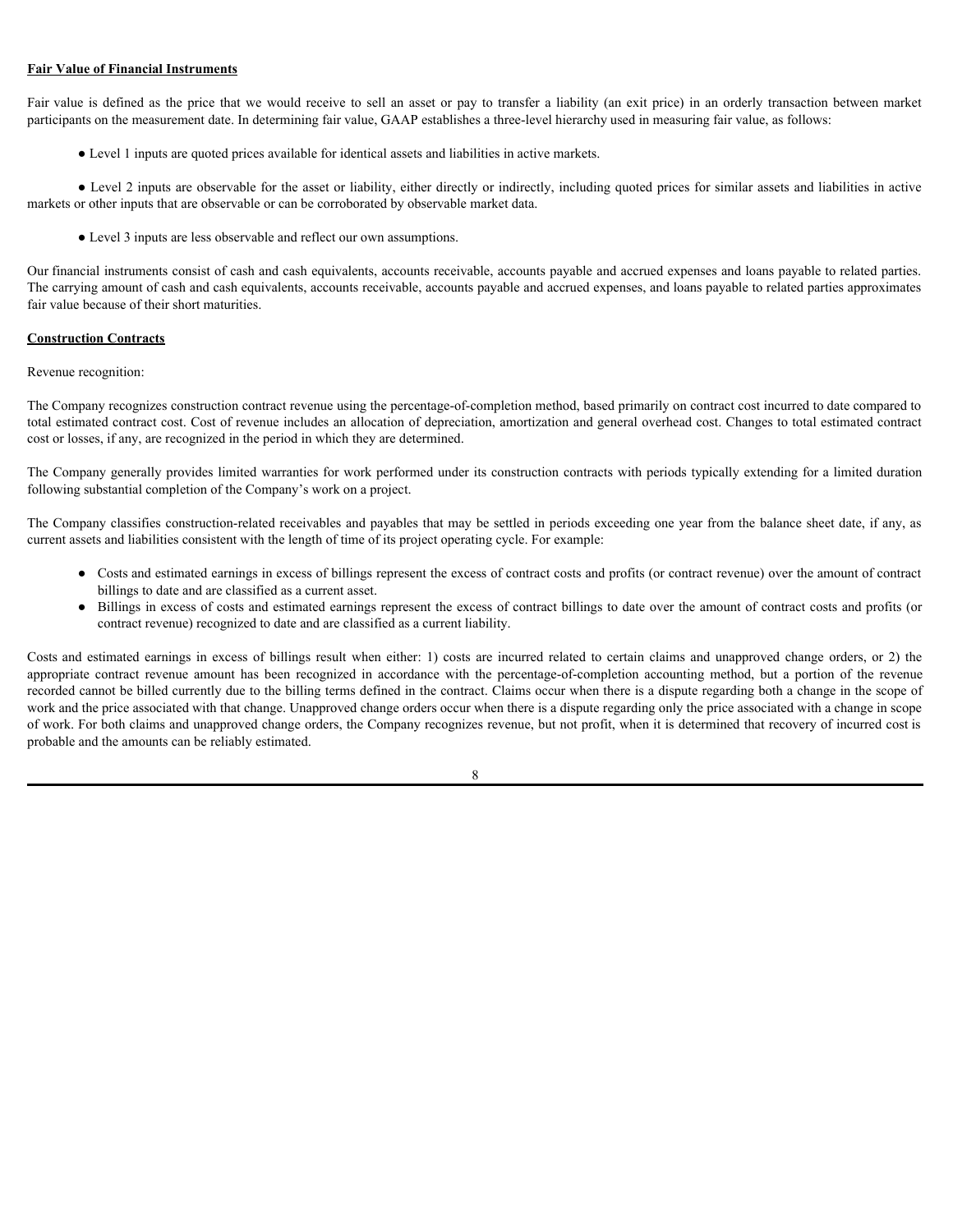**Fair Value of Financial Instruments**

Fair value is defined as the price that we would receive to sell an asset or pay to transfer a liability (an exit price) in an orderly transaction between market participants on the measurement date. In determining fair value, GAAP establishes a three-level hierarchy used in measuring fair value, as follows:

- Level 1 inputs are quoted prices available for identical assets and liabilities in active markets.
- Level 2 inputs are observable for the asset or liability, either directly or indirectly, including quoted prices for similar assets and liabilities in active markets or other inputs that are observable or can be corroborated by observable market data.
- Level 3 inputs are less observable and reflect our own assumptions.

Our financial instruments consist of cash and cash equivalents, accounts receivable, accounts payable and accrued expenses and loans payable to related parties. The carrying amount of cash and cash equivalents, accounts receivable, accounts payable and accrued expenses, and loans payable to related parties approximates fair value because of their short maturities.

**Construction Contracts**

Revenue recognition:

The Company recognizes construction contract revenue using the percentage-of-completion method, based primarily on contract cost incurred to date compared to total estimated contract cost. Cost of revenue includes an allocation of depreciation, amortization and general overhead cost. Changes to total estimated contract cost or losses, if any, are recognized in the period in which they are determined.

The Company generally provides limited warranties for work performed under its construction contracts with periods typically extending for a limited duration following substantial completion of the Company's work on a project.

The Company classifies construction-related receivables and payables that may be settled in periods exceeding one year from the balance sheet date, if any, as current assets and liabilities consistent with the length of time of its project operating cycle. For example:

- Costs and estimated earnings in excess of billings represent the excess of contract costs and profits (or contract revenue) over the amount of contract billings to date and are classified as a current asset.
- Billings in excess of costs and estimated earnings represent the excess of contract billings to date over the amount of contract costs and profits (or contract revenue) recognized to date and are classified as a current liability.

Costs and estimated earnings in excess of billings result when either: 1) costs are incurred related to certain claims and unapproved change orders, or 2) the appropriate contract revenue amount has been recognized in accordance with the percentage-of-completion accounting method, but a portion of the revenue recorded cannot be billed currently due to the billing terms defined in the contract. Claims occur when there is a dispute regarding both a change in the scope of work and the price associated with that change. Unapproved change orders occur when there is a dispute regarding only the price associated with a change in scope of work. For both claims and unapproved change orders, the Company recognizes revenue, but not profit, when it is determined that recovery of incurred cost is probable and the amounts can be reliably estimated.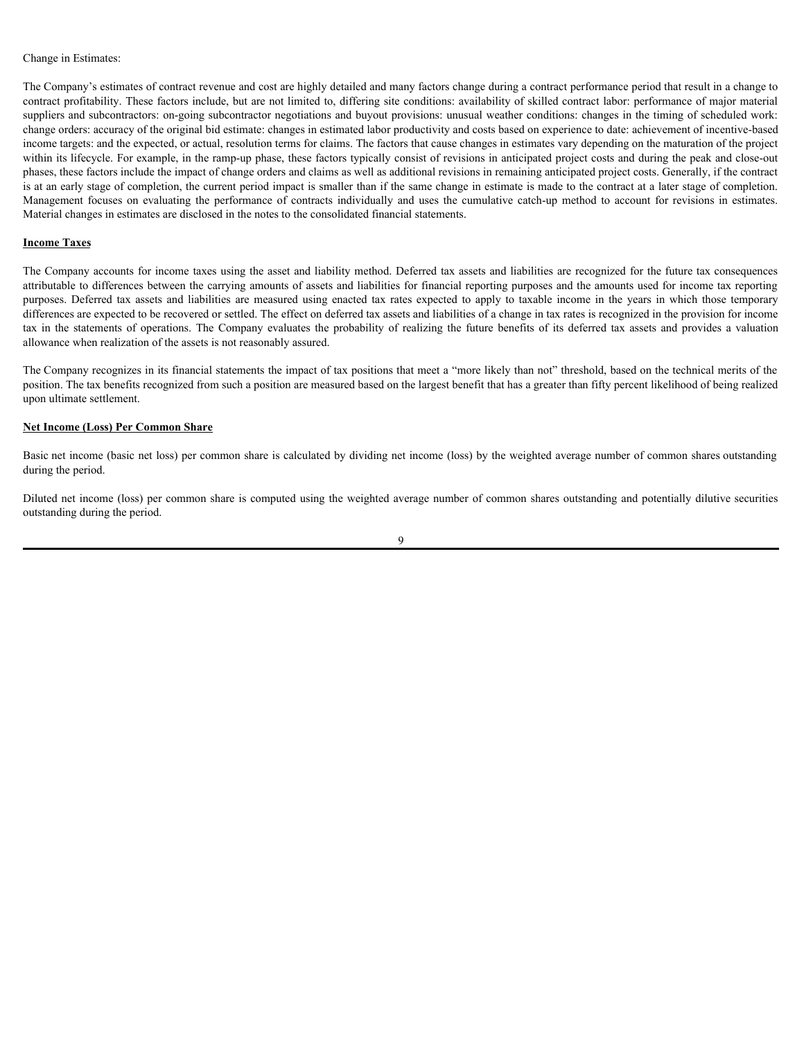Change in Estimates:

The Company's estimates of contract revenue and cost are highly detailed and many factors change during a contract performance period that result in a change to contract profitability. These factors include, but are not limited to, differing site conditions: availability of skilled contract labor: performance of major material suppliers and subcontractors: on-going subcontractor negotiations and buyout provisions: unusual weather conditions: changes in the timing of scheduled work: change orders: accuracy of the original bid estimate: changes in estimated labor productivity and costs based on experience to date: achievement of incentive-based income targets: and the expected, or actual, resolution terms for claims. The factors that cause changes in estimates vary depending on the maturation of the project within its lifecycle. For example, in the ramp-up phase, these factors typically consist of revisions in anticipated project costs and during the peak and close-out phases, these factors include the impact of change orders and claims as well as additional revisions in remaining anticipated project costs. Generally, if the contract is at an early stage of completion, the current period impact is smaller than if the same change in estimate is made to the contract at a later stage of completion. Management focuses on evaluating the performance of contracts individually and uses the cumulative catch-up method to account for revisions in estimates. Material changes in estimates are disclosed in the notes to the consolidated financial statements.

**Income Taxes**

The Company accounts for income taxes using the asset and liability method. Deferred tax assets and liabilities are recognized for the future tax consequences attributable to differences between the carrying amounts of assets and liabilities for financial reporting purposes and the amounts used for income tax reporting purposes. Deferred tax assets and liabilities are measured using enacted tax rates expected to apply to taxable income in the years in which those temporary differences are expected to be recovered or settled. The effect on deferred tax assets and liabilities of a change in tax rates is recognized in the provision for income tax in the statements of operations. The Company evaluates the probability of realizing the future benefits of its deferred tax assets and provides a valuation allowance when realization of the assets is not reasonably assured.

The Company recognizes in its financial statements the impact of tax positions that meet a "more likely than not" threshold, based on the technical merits of the position. The tax benefits recognized from such a position are measured based on the largest benefit that has a greater than fifty percent likelihood of being realized upon ultimate settlement.

**Net Income (Loss) Per Common Share**

Basic net income (basic net loss) per common share is calculated by dividing net income (loss) by the weighted average number of common shares outstanding during the period.

Diluted net income (loss) per common share is computed using the weighted average number of common shares outstanding and potentially dilutive securities outstanding during the period.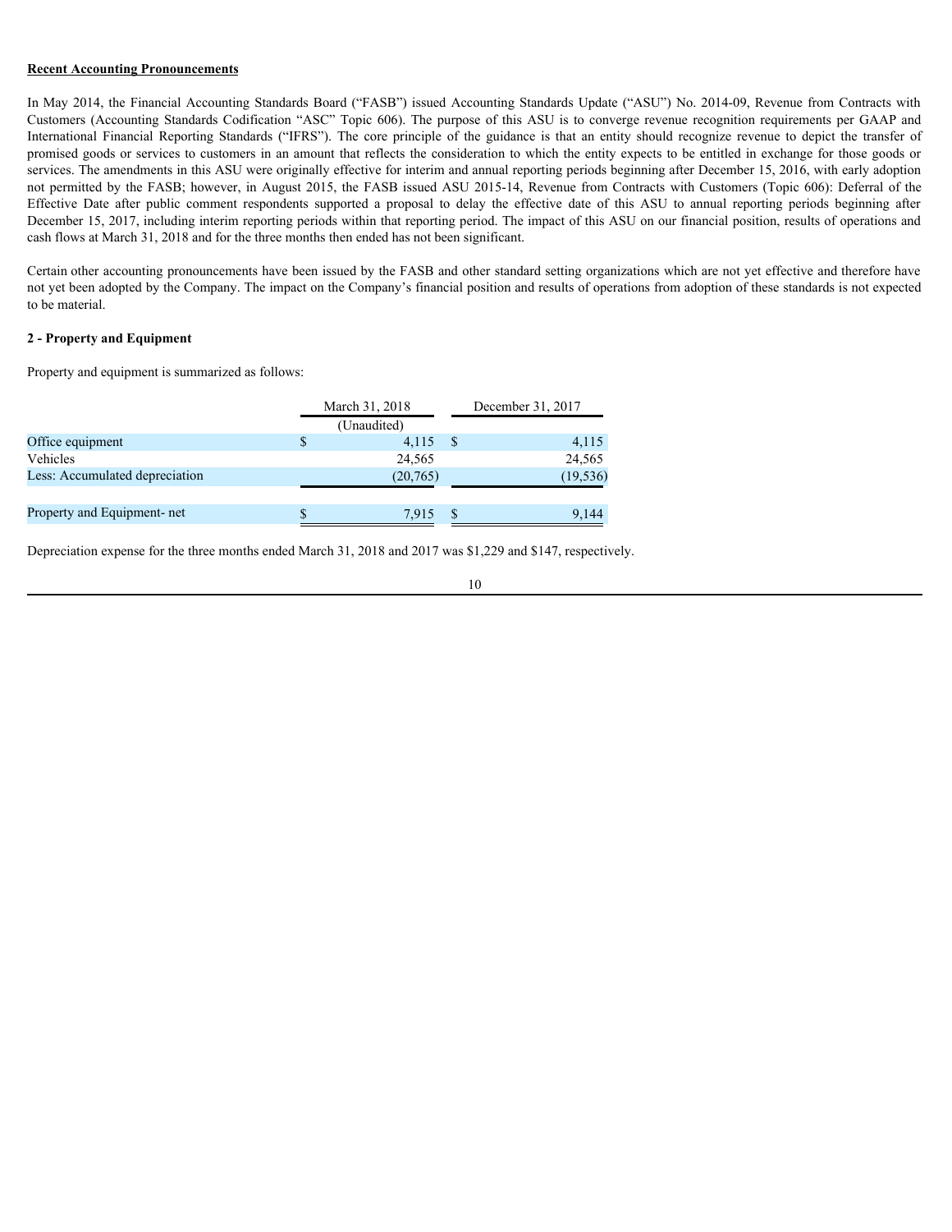**Recent Accounting Pronouncements**

In May 2014, the Financial Accounting Standards Board ("FASB") issued Accounting Standards Update ("ASU") No. 2014-09, Revenue from Contracts with Customers (Accounting Standards Codification "ASC" Topic 606). The purpose of this ASU is to converge revenue recognition requirements per GAAP and International Financial Reporting Standards ("IFRS"). The core principle of the guidance is that an entity should recognize revenue to depict the transfer of promised goods or services to customers in an amount that reflects the consideration to which the entity expects to be entitled in exchange for those goods or services. The amendments in this ASU were originally effective for interim and annual reporting periods beginning after December 15, 2016, with early adoption not permitted by the FASB; however, in August 2015, the FASB issued ASU 2015-14, Revenue from Contracts with Customers (Topic 606): Deferral of the Effective Date after public comment respondents supported a proposal to delay the effective date of this ASU to annual reporting periods beginning after December 15, 2017, including interim reporting periods within that reporting period. The impact of this ASU on our financial position, results of operations and cash flows at March 31, 2018 and for the three months then ended has not been significant.

Certain other accounting pronouncements have been issued by the FASB and other standard setting organizations which are not yet effective and therefore have not yet been adopted by the Company. The impact on the Company's financial position and results of operations from adoption of these standards is not expected to be material.

**2 - Property and Equipment**

Property and equipment is summarized as follows:

| | March 31, 2018 | December 31, 2017 |
|---|---|---|
| | (Unaudited) | |
| Office equipment | $ 4,115 | $ 4,115 |
| Vehicles | 24,565 | 24,565 |
| Less: Accumulated depreciation | (20,765) | (19,536) |
| Property and Equipment- net | $ 7,915 | $ 9,144 |

Depreciation expense for the three months ended March 31, 2018 and 2017 was $1,229 and $147, respectively.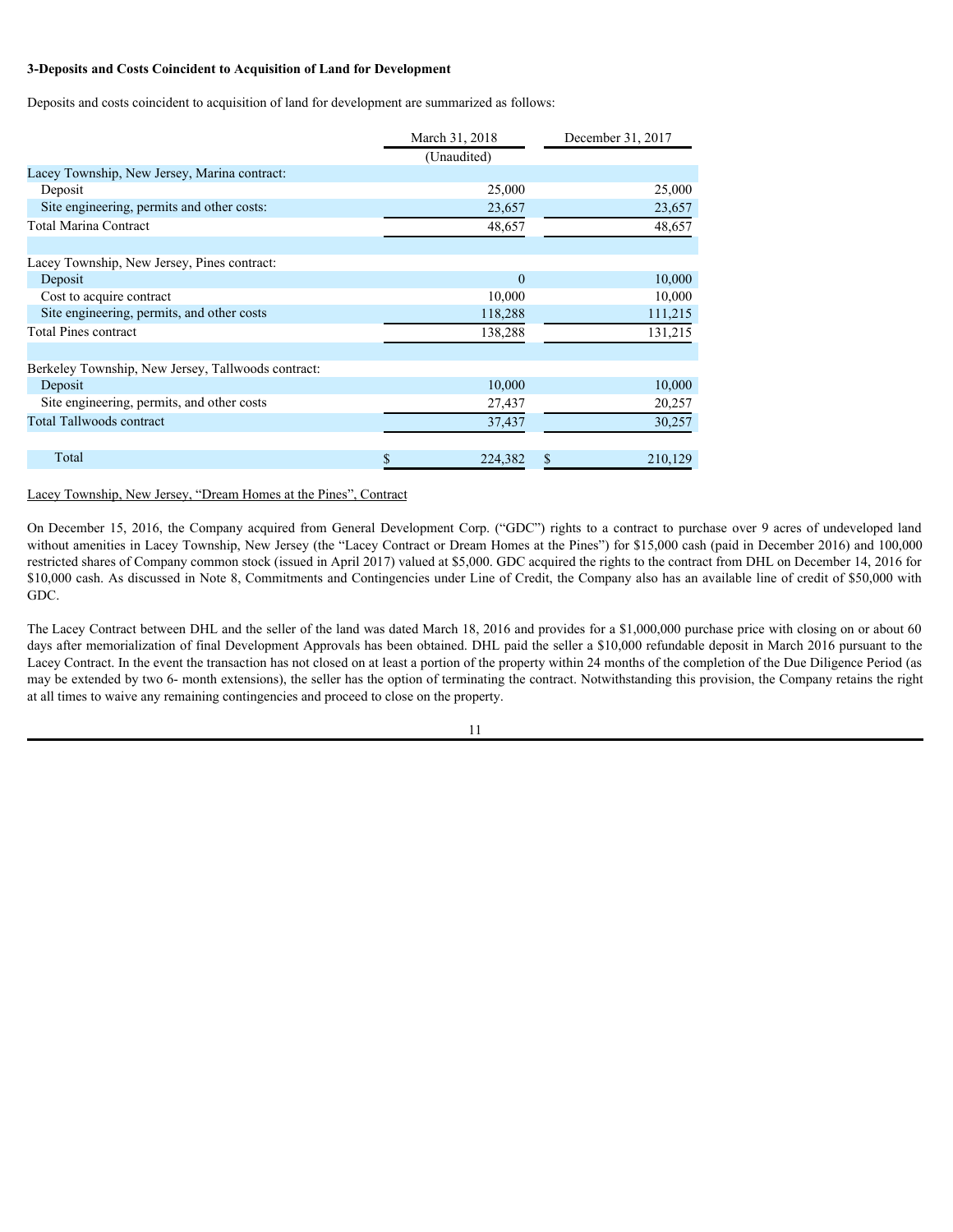**3-Deposits and Costs Coincident to Acquisition of Land for Development**

Deposits and costs coincident to acquisition of land for development are summarized as follows:

| | March 31, 2018 | December 31, 2017 |
|---|---|---|
| | (Unaudited) | |
| Lacey Township, New Jersey, Marina contract: | | |
| Deposit | 25,000 | 25,000 |
| Site engineering, permits and other costs: | 23,657 | 23,657 |
| Total Marina Contract | 48,657 | 48,657 |
| | | |
| Lacey Township, New Jersey, Pines contract: | | |
| Deposit | 0 | 10,000 |
| Cost to acquire contract | 10,000 | 10,000 |
| Site engineering, permits, and other costs | 118,288 | 111,215 |
| Total Pines contract | 138,288 | 131,215 |
| | | |
| Berkeley Township, New Jersey, Tallwoods contract: | | |
| Deposit | 10,000 | 10,000 |
| Site engineering, permits, and other costs | 27,437 | 20,257 |
| Total Tallwoods contract | 37,437 | 30,257 |
| | | |
| Total | $ 224,382 | $ 210,129 |

Lacey Township, New Jersey, "Dream Homes at the Pines", Contract

On December 15, 2016, the Company acquired from General Development Corp. ("GDC") rights to a contract to purchase over 9 acres of undeveloped land without amenities in Lacey Township, New Jersey (the "Lacey Contract or Dream Homes at the Pines") for $15,000 cash (paid in December 2016) and 100,000 restricted shares of Company common stock (issued in April 2017) valued at $5,000. GDC acquired the rights to the contract from DHL on December 14, 2016 for $10,000 cash. As discussed in Note 8, Commitments and Contingencies under Line of Credit, the Company also has an available line of credit of $50,000 with GDC.

The Lacey Contract between DHL and the seller of the land was dated March 18, 2016 and provides for a $1,000,000 purchase price with closing on or about 60 days after memorialization of final Development Approvals has been obtained. DHL paid the seller a $10,000 refundable deposit in March 2016 pursuant to the Lacey Contract. In the event the transaction has not closed on at least a portion of the property within 24 months of the completion of the Due Diligence Period (as may be extended by two 6- month extensions), the seller has the option of terminating the contract. Notwithstanding this provision, the Company retains the right at all times to waive any remaining contingencies and proceed to close on the property.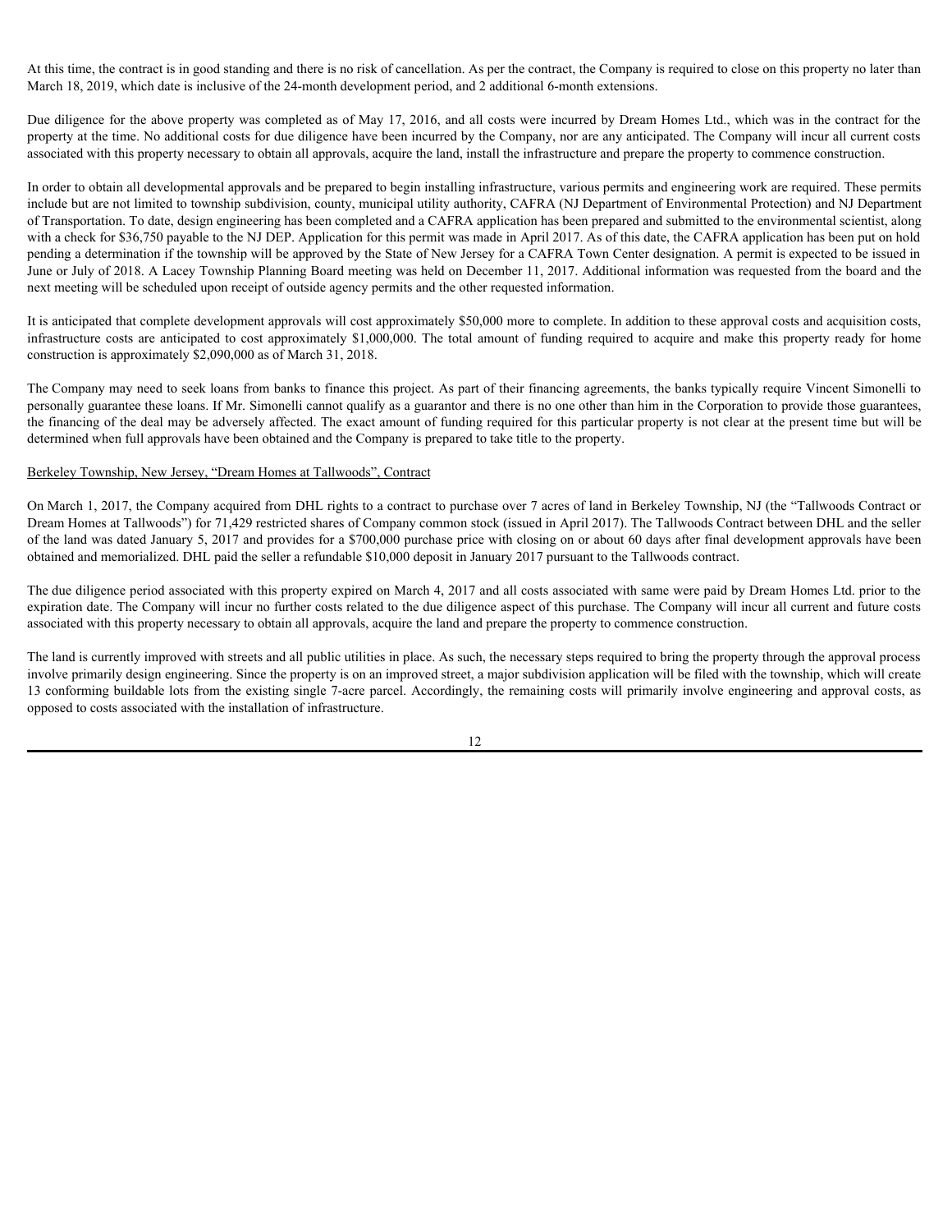At this time, the contract is in good standing and there is no risk of cancellation. As per the contract, the Company is required to close on this property no later than March 18, 2019, which date is inclusive of the 24-month development period, and 2 additional 6-month extensions.

Due diligence for the above property was completed as of May 17, 2016, and all costs were incurred by Dream Homes Ltd., which was in the contract for the property at the time. No additional costs for due diligence have been incurred by the Company, nor are any anticipated. The Company will incur all current costs associated with this property necessary to obtain all approvals, acquire the land, install the infrastructure and prepare the property to commence construction.

In order to obtain all developmental approvals and be prepared to begin installing infrastructure, various permits and engineering work are required. These permits include but are not limited to township subdivision, county, municipal utility authority, CAFRA (NJ Department of Environmental Protection) and NJ Department of Transportation. To date, design engineering has been completed and a CAFRA application has been prepared and submitted to the environmental scientist, along with a check for $36,750 payable to the NJ DEP. Application for this permit was made in April 2017. As of this date, the CAFRA application has been put on hold pending a determination if the township will be approved by the State of New Jersey for a CAFRA Town Center designation. A permit is expected to be issued in June or July of 2018. A Lacey Township Planning Board meeting was held on December 11, 2017. Additional information was requested from the board and the next meeting will be scheduled upon receipt of outside agency permits and the other requested information.

It is anticipated that complete development approvals will cost approximately $50,000 more to complete. In addition to these approval costs and acquisition costs, infrastructure costs are anticipated to cost approximately $1,000,000. The total amount of funding required to acquire and make this property ready for home construction is approximately $2,090,000 as of March 31, 2018.

The Company may need to seek loans from banks to finance this project. As part of their financing agreements, the banks typically require Vincent Simonelli to personally guarantee these loans. If Mr. Simonelli cannot qualify as a guarantor and there is no one other than him in the Corporation to provide those guarantees, the financing of the deal may be adversely affected. The exact amount of funding required for this particular property is not clear at the present time but will be determined when full approvals have been obtained and the Company is prepared to take title to the property.

Berkeley Township, New Jersey, "Dream Homes at Tallwoods", Contract

On March 1, 2017, the Company acquired from DHL rights to a contract to purchase over 7 acres of land in Berkeley Township, NJ (the "Tallwoods Contract or Dream Homes at Tallwoods") for 71,429 restricted shares of Company common stock (issued in April 2017). The Tallwoods Contract between DHL and the seller of the land was dated January 5, 2017 and provides for a $700,000 purchase price with closing on or about 60 days after final development approvals have been obtained and memorialized. DHL paid the seller a refundable $10,000 deposit in January 2017 pursuant to the Tallwoods contract.

The due diligence period associated with this property expired on March 4, 2017 and all costs associated with same were paid by Dream Homes Ltd. prior to the expiration date. The Company will incur no further costs related to the due diligence aspect of this purchase. The Company will incur all current and future costs associated with this property necessary to obtain all approvals, acquire the land and prepare the property to commence construction.

The land is currently improved with streets and all public utilities in place. As such, the necessary steps required to bring the property through the approval process involve primarily design engineering. Since the property is on an improved street, a major subdivision application will be filed with the township, which will create 13 conforming buildable lots from the existing single 7-acre parcel. Accordingly, the remaining costs will primarily involve engineering and approval costs, as opposed to costs associated with the installation of infrastructure.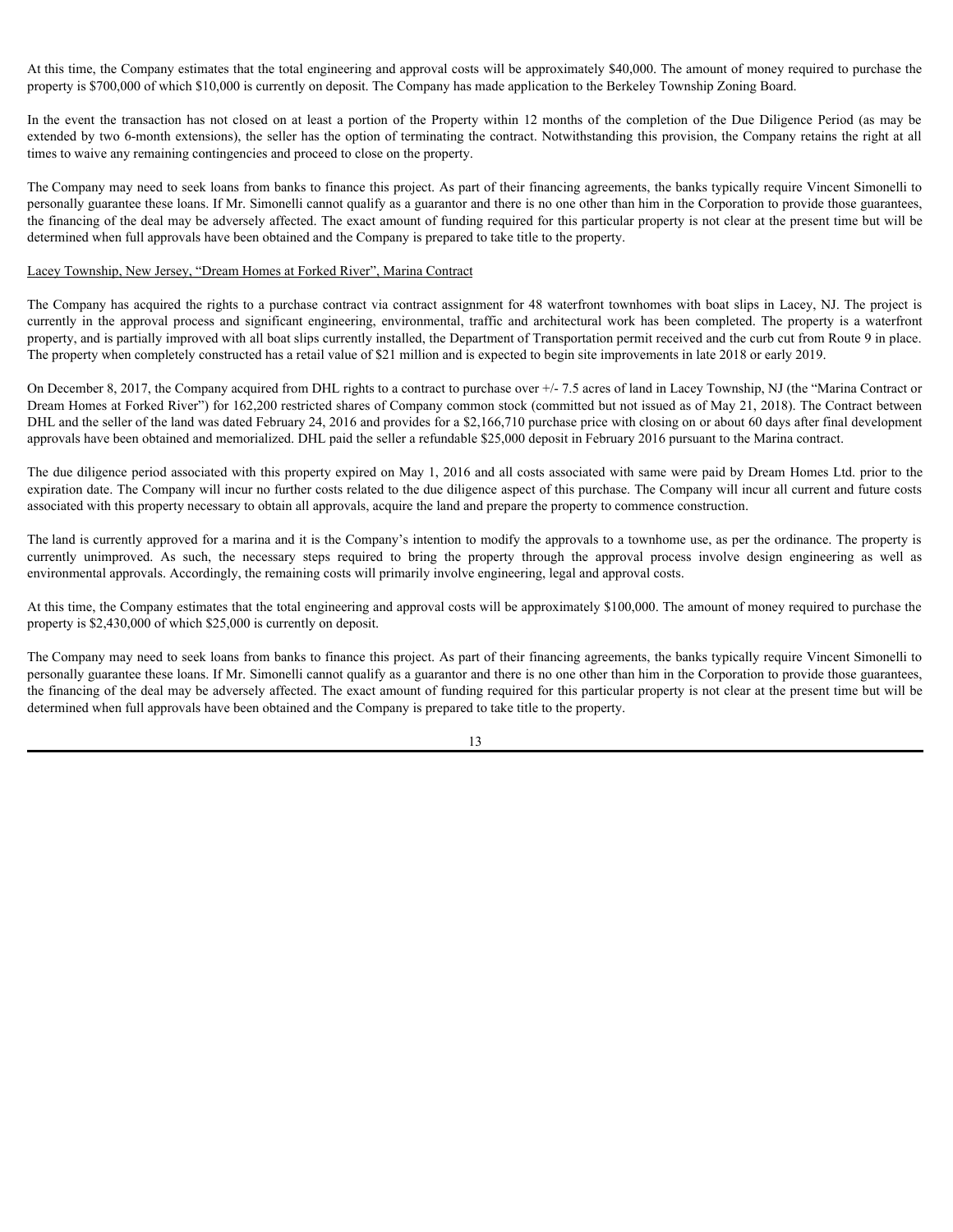At this time, the Company estimates that the total engineering and approval costs will be approximately $40,000. The amount of money required to purchase the property is $700,000 of which $10,000 is currently on deposit. The Company has made application to the Berkeley Township Zoning Board.

In the event the transaction has not closed on at least a portion of the Property within 12 months of the completion of the Due Diligence Period (as may be extended by two 6-month extensions), the seller has the option of terminating the contract. Notwithstanding this provision, the Company retains the right at all times to waive any remaining contingencies and proceed to close on the property.

The Company may need to seek loans from banks to finance this project. As part of their financing agreements, the banks typically require Vincent Simonelli to personally guarantee these loans. If Mr. Simonelli cannot qualify as a guarantor and there is no one other than him in the Corporation to provide those guarantees, the financing of the deal may be adversely affected. The exact amount of funding required for this particular property is not clear at the present time but will be determined when full approvals have been obtained and the Company is prepared to take title to the property.

Lacey Township, New Jersey, "Dream Homes at Forked River", Marina Contract

The Company has acquired the rights to a purchase contract via contract assignment for 48 waterfront townhomes with boat slips in Lacey, NJ. The project is currently in the approval process and significant engineering, environmental, traffic and architectural work has been completed. The property is a waterfront property, and is partially improved with all boat slips currently installed, the Department of Transportation permit received and the curb cut from Route 9 in place. The property when completely constructed has a retail value of $21 million and is expected to begin site improvements in late 2018 or early 2019.

On December 8, 2017, the Company acquired from DHL rights to a contract to purchase over +/- 7.5 acres of land in Lacey Township, NJ (the "Marina Contract or Dream Homes at Forked River") for 162,200 restricted shares of Company common stock (committed but not issued as of May 21, 2018). The Contract between DHL and the seller of the land was dated February 24, 2016 and provides for a $2,166,710 purchase price with closing on or about 60 days after final development approvals have been obtained and memorialized. DHL paid the seller a refundable $25,000 deposit in February 2016 pursuant to the Marina contract.

The due diligence period associated with this property expired on May 1, 2016 and all costs associated with same were paid by Dream Homes Ltd. prior to the expiration date. The Company will incur no further costs related to the due diligence aspect of this purchase. The Company will incur all current and future costs associated with this property necessary to obtain all approvals, acquire the land and prepare the property to commence construction.

The land is currently approved for a marina and it is the Company's intention to modify the approvals to a townhome use, as per the ordinance. The property is currently unimproved. As such, the necessary steps required to bring the property through the approval process involve design engineering as well as environmental approvals. Accordingly, the remaining costs will primarily involve engineering, legal and approval costs.

At this time, the Company estimates that the total engineering and approval costs will be approximately $100,000. The amount of money required to purchase the property is $2,430,000 of which $25,000 is currently on deposit.

The Company may need to seek loans from banks to finance this project. As part of their financing agreements, the banks typically require Vincent Simonelli to personally guarantee these loans. If Mr. Simonelli cannot qualify as a guarantor and there is no one other than him in the Corporation to provide those guarantees, the financing of the deal may be adversely affected. The exact amount of funding required for this particular property is not clear at the present time but will be determined when full approvals have been obtained and the Company is prepared to take title to the property.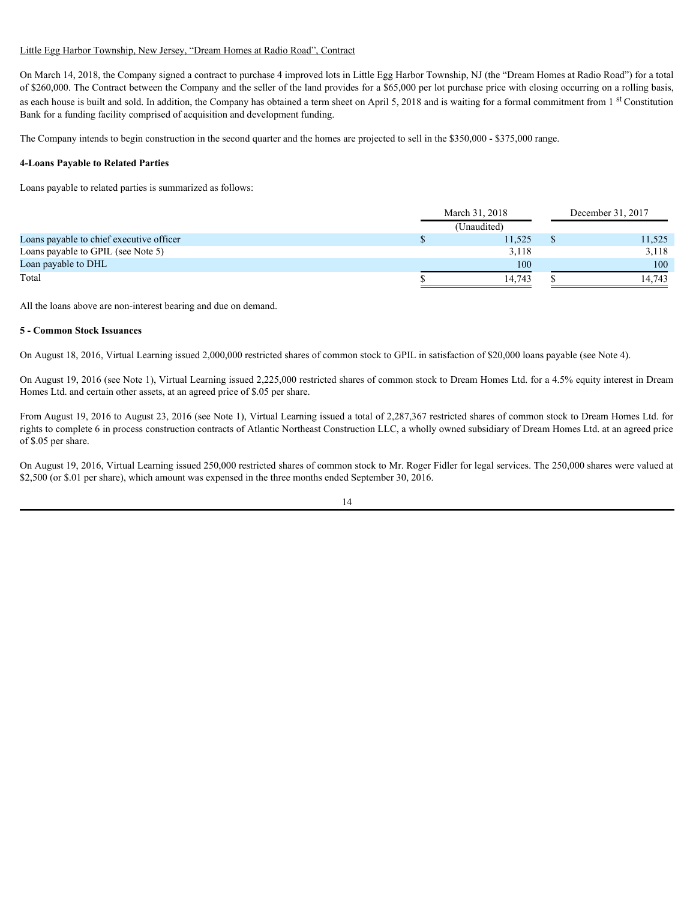Little Egg Harbor Township, New Jersey, "Dream Homes at Radio Road", Contract

On March 14, 2018, the Company signed a contract to purchase 4 improved lots in Little Egg Harbor Township, NJ (the "Dream Homes at Radio Road") for a total of $260,000. The Contract between the Company and the seller of the land provides for a $65,000 per lot purchase price with closing occurring on a rolling basis, as each house is built and sold. In addition, the Company has obtained a term sheet on April 5, 2018 and is waiting for a formal commitment from 1st Constitution Bank for a funding facility comprised of acquisition and development funding.

The Company intends to begin construction in the second quarter and the homes are projected to sell in the $350,000 - $375,000 range.

**4-Loans Payable to Related Parties**

Loans payable to related parties is summarized as follows:

| | March 31, 2018 (Unaudited) | December 31, 2017 |
|---|---|---|
| Loans payable to chief executive officer | $ 11,525 | $ 11,525 |
| Loans payable to GPIL (see Note 5) | 3,118 | 3,118 |
| Loan payable to DHL | 100 | 100 |
| Total | $ 14,743 | $ 14,743 |

All the loans above are non-interest bearing and due on demand.

**5 - Common Stock Issuances**

On August 18, 2016, Virtual Learning issued 2,000,000 restricted shares of common stock to GPIL in satisfaction of $20,000 loans payable (see Note 4).

On August 19, 2016 (see Note 1), Virtual Learning issued 2,225,000 restricted shares of common stock to Dream Homes Ltd. for a 4.5% equity interest in Dream Homes Ltd. and certain other assets, at an agreed price of $.05 per share.

From August 19, 2016 to August 23, 2016 (see Note 1), Virtual Learning issued a total of 2,287,367 restricted shares of common stock to Dream Homes Ltd. for rights to complete 6 in process construction contracts of Atlantic Northeast Construction LLC, a wholly owned subsidiary of Dream Homes Ltd. at an agreed price of $.05 per share.

On August 19, 2016, Virtual Learning issued 250,000 restricted shares of common stock to Mr. Roger Fidler for legal services. The 250,000 shares were valued at $2,500 (or $.01 per share), which amount was expensed in the three months ended September 30, 2016.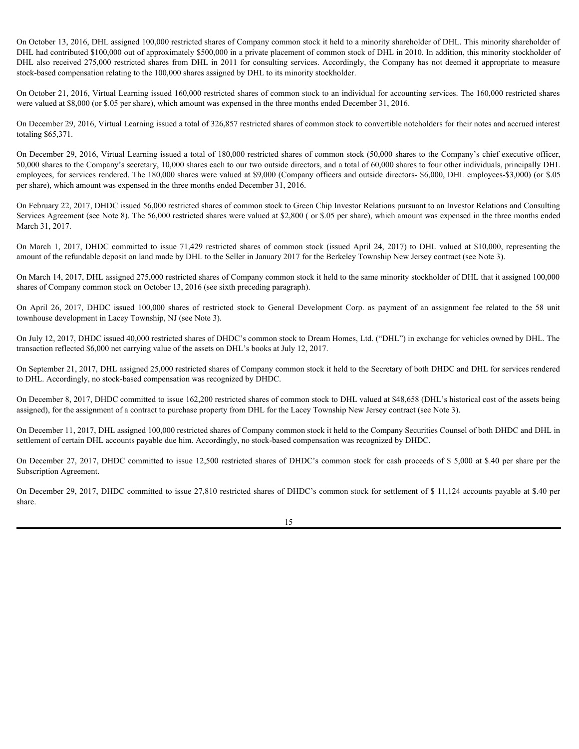On October 13, 2016, DHL assigned 100,000 restricted shares of Company common stock it held to a minority shareholder of DHL. This minority shareholder of DHL had contributed $100,000 out of approximately $500,000 in a private placement of common stock of DHL in 2010. In addition, this minority stockholder of DHL also received 275,000 restricted shares from DHL in 2011 for consulting services. Accordingly, the Company has not deemed it appropriate to measure stock-based compensation relating to the 100,000 shares assigned by DHL to its minority stockholder.

On October 21, 2016, Virtual Learning issued 160,000 restricted shares of common stock to an individual for accounting services. The 160,000 restricted shares were valued at $8,000 (or $.05 per share), which amount was expensed in the three months ended December 31, 2016.

On December 29, 2016, Virtual Learning issued a total of 326,857 restricted shares of common stock to convertible noteholders for their notes and accrued interest totaling $65,371.

On December 29, 2016, Virtual Learning issued a total of 180,000 restricted shares of common stock (50,000 shares to the Company's chief executive officer, 50,000 shares to the Company's secretary, 10,000 shares each to our two outside directors, and a total of 60,000 shares to four other individuals, principally DHL employees, for services rendered. The 180,000 shares were valued at $9,000 (Company officers and outside directors- $6,000, DHL employees-$3,000) (or $.05 per share), which amount was expensed in the three months ended December 31, 2016.

On February 22, 2017, DHDC issued 56,000 restricted shares of common stock to Green Chip Investor Relations pursuant to an Investor Relations and Consulting Services Agreement (see Note 8). The 56,000 restricted shares were valued at $2,800 ( or $.05 per share), which amount was expensed in the three months ended March 31, 2017.

On March 1, 2017, DHDC committed to issue 71,429 restricted shares of common stock (issued April 24, 2017) to DHL valued at $10,000, representing the amount of the refundable deposit on land made by DHL to the Seller in January 2017 for the Berkeley Township New Jersey contract (see Note 3).

On March 14, 2017, DHL assigned 275,000 restricted shares of Company common stock it held to the same minority stockholder of DHL that it assigned 100,000 shares of Company common stock on October 13, 2016 (see sixth preceding paragraph).

On April 26, 2017, DHDC issued 100,000 shares of restricted stock to General Development Corp. as payment of an assignment fee related to the 58 unit townhouse development in Lacey Township, NJ (see Note 3).

On July 12, 2017, DHDC issued 40,000 restricted shares of DHDC's common stock to Dream Homes, Ltd. ("DHL") in exchange for vehicles owned by DHL. The transaction reflected $6,000 net carrying value of the assets on DHL's books at July 12, 2017.

On September 21, 2017, DHL assigned 25,000 restricted shares of Company common stock it held to the Secretary of both DHDC and DHL for services rendered to DHL. Accordingly, no stock-based compensation was recognized by DHDC.

On December 8, 2017, DHDC committed to issue 162,200 restricted shares of common stock to DHL valued at $48,658 (DHL's historical cost of the assets being assigned), for the assignment of a contract to purchase property from DHL for the Lacey Township New Jersey contract (see Note 3).

On December 11, 2017, DHL assigned 100,000 restricted shares of Company common stock it held to the Company Securities Counsel of both DHDC and DHL in settlement of certain DHL accounts payable due him. Accordingly, no stock-based compensation was recognized by DHDC.

On December 27, 2017, DHDC committed to issue 12,500 restricted shares of DHDC's common stock for cash proceeds of $ 5,000 at $.40 per share per the Subscription Agreement.

On December 29, 2017, DHDC committed to issue 27,810 restricted shares of DHDC's common stock for settlement of $ 11,124 accounts payable at $.40 per share.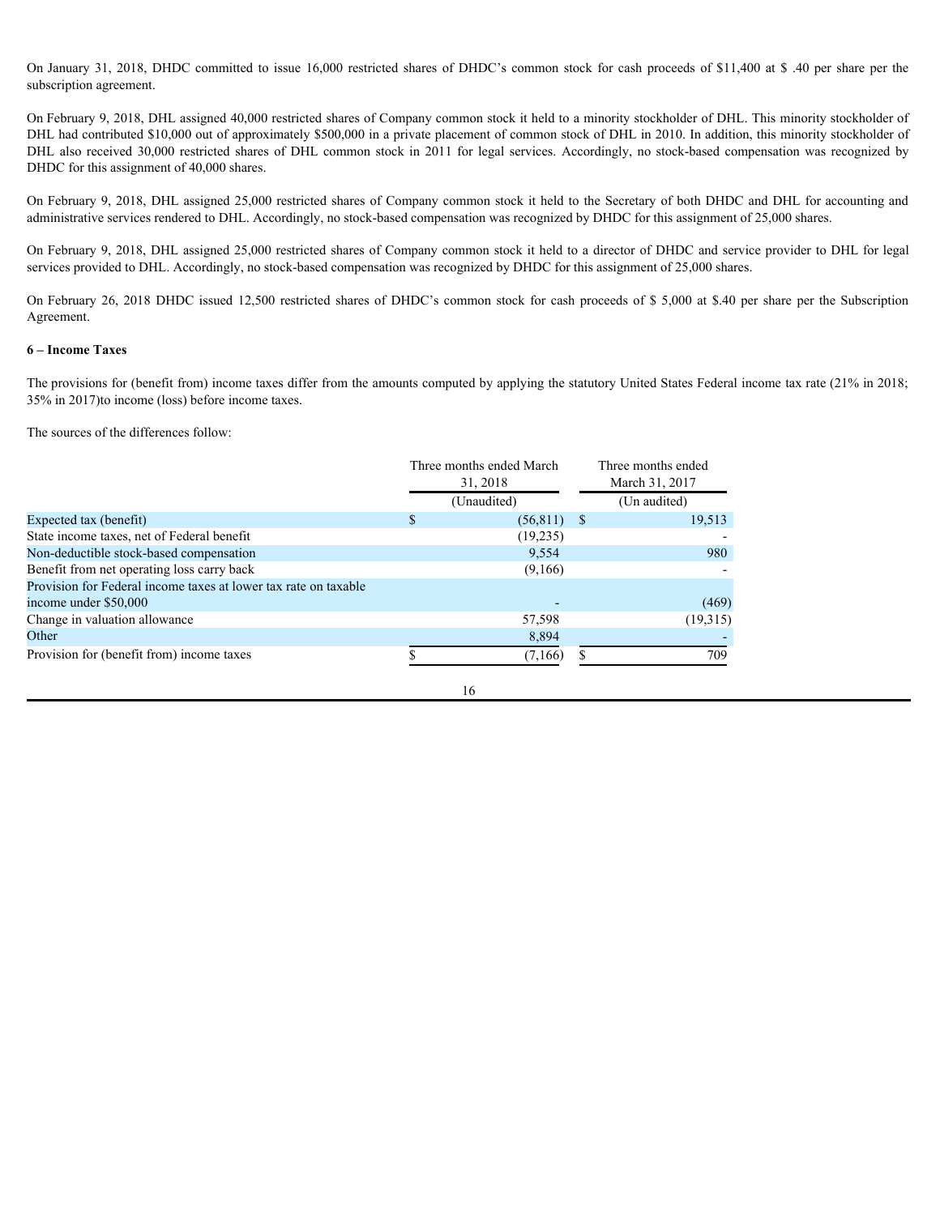On January 31, 2018, DHDC committed to issue 16,000 restricted shares of DHDC's common stock for cash proceeds of $11,400 at $ .40 per share per the subscription agreement.

On February 9, 2018, DHL assigned 40,000 restricted shares of Company common stock it held to a minority stockholder of DHL. This minority stockholder of DHL had contributed $10,000 out of approximately $500,000 in a private placement of common stock of DHL in 2010. In addition, this minority stockholder of DHL also received 30,000 restricted shares of DHL common stock in 2011 for legal services. Accordingly, no stock-based compensation was recognized by DHDC for this assignment of 40,000 shares.

On February 9, 2018, DHL assigned 25,000 restricted shares of Company common stock it held to the Secretary of both DHDC and DHL for accounting and administrative services rendered to DHL. Accordingly, no stock-based compensation was recognized by DHDC for this assignment of 25,000 shares.

On February 9, 2018, DHL assigned 25,000 restricted shares of Company common stock it held to a director of DHDC and service provider to DHL for legal services provided to DHL. Accordingly, no stock-based compensation was recognized by DHDC for this assignment of 25,000 shares.

On February 26, 2018 DHDC issued 12,500 restricted shares of DHDC's common stock for cash proceeds of $ 5,000 at $.40 per share per the Subscription Agreement.

**6 – Income Taxes**

The provisions for (benefit from) income taxes differ from the amounts computed by applying the statutory United States Federal income tax rate (21% in 2018; 35% in 2017)to income (loss) before income taxes.

The sources of the differences follow:

| | Three months ended March 31, 2018 | Three months ended March 31, 2017 |
|---|---|---|
| | (Unaudited) | (Un audited) |
| Expected tax (benefit) | $ (56,811) | $ 19,513 |
| State income taxes, net of Federal benefit | (19,235) | - |
| Non-deductible stock-based compensation | 9,554 | 980 |
| Benefit from net operating loss carry back | (9,166) | - |
| Provision for Federal income taxes at lower tax rate on taxable income under $50,000 | - | (469) |
| Change in valuation allowance | 57,598 | (19,315) |
| Other | 8,894 | - |
| Provision for (benefit from) income taxes | $ (7,166) | $ 709 |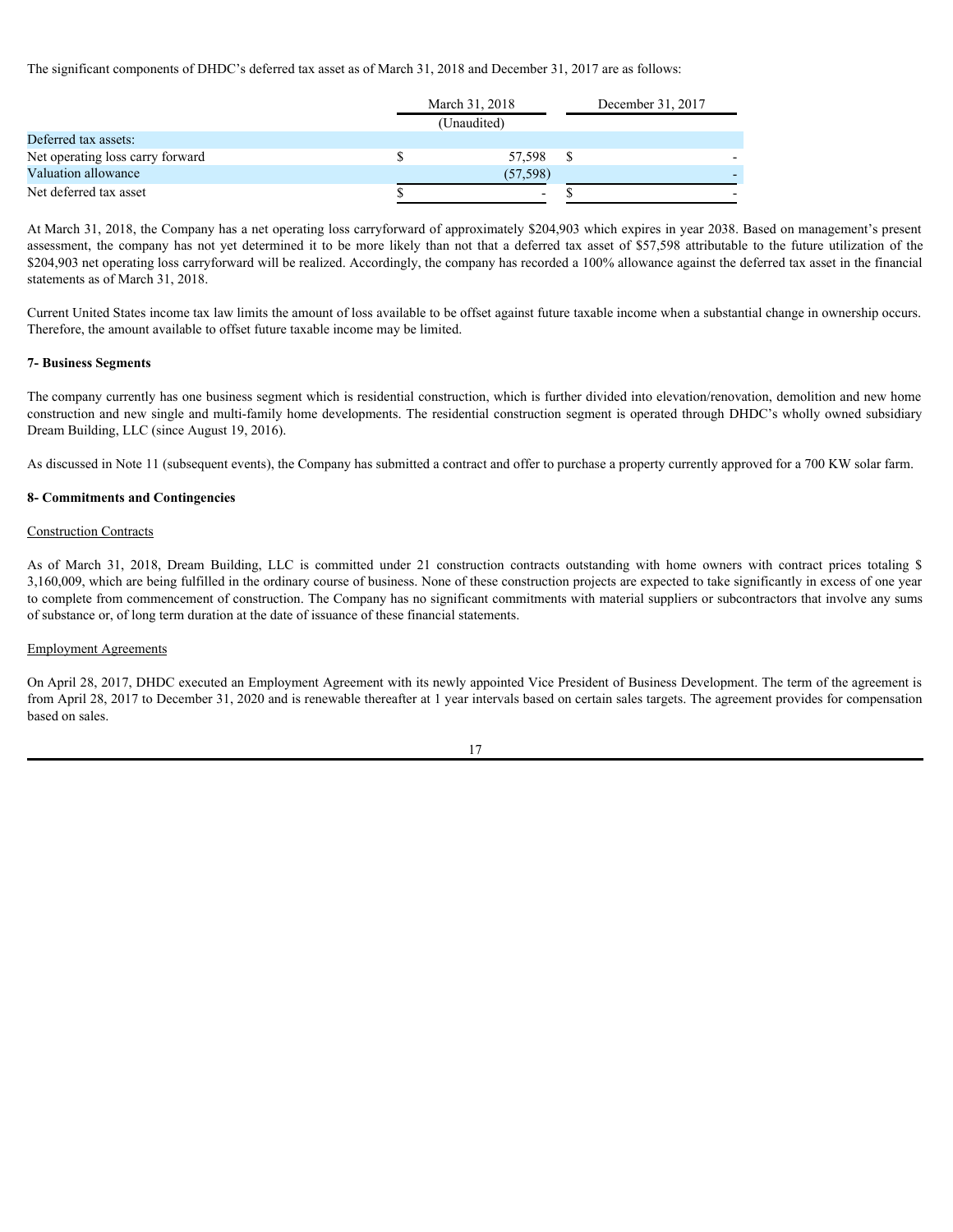The significant components of DHDC's deferred tax asset as of March 31, 2018 and December 31, 2017 are as follows:

| | March 31, 2018 | December 31, 2017 |
|---|---|---|
| | (Unaudited) | |
| Deferred tax assets: | | |
| Net operating loss carry forward | $ 57,598 | $ - |
| Valuation allowance | (57,598) | - |
| Net deferred tax asset | $ - | $ - |

At March 31, 2018, the Company has a net operating loss carryforward of approximately $204,903 which expires in year 2038. Based on management's present assessment, the company has not yet determined it to be more likely than not that a deferred tax asset of $57,598 attributable to the future utilization of the $204,903 net operating loss carryforward will be realized. Accordingly, the company has recorded a 100% allowance against the deferred tax asset in the financial statements as of March 31, 2018.

Current United States income tax law limits the amount of loss available to be offset against future taxable income when a substantial change in ownership occurs. Therefore, the amount available to offset future taxable income may be limited.

**7- Business Segments**

The company currently has one business segment which is residential construction, which is further divided into elevation/renovation, demolition and new home construction and new single and multi-family home developments. The residential construction segment is operated through DHDC's wholly owned subsidiary Dream Building, LLC (since August 19, 2016).

As discussed in Note 11 (subsequent events), the Company has submitted a contract and offer to purchase a property currently approved for a 700 KW solar farm.

**8- Commitments and Contingencies**

Construction Contracts

As of March 31, 2018, Dream Building, LLC is committed under 21 construction contracts outstanding with home owners with contract prices totaling $ 3,160,009, which are being fulfilled in the ordinary course of business. None of these construction projects are expected to take significantly in excess of one year to complete from commencement of construction. The Company has no significant commitments with material suppliers or subcontractors that involve any sums of substance or, of long term duration at the date of issuance of these financial statements.

Employment Agreements

On April 28, 2017, DHDC executed an Employment Agreement with its newly appointed Vice President of Business Development. The term of the agreement is from April 28, 2017 to December 31, 2020 and is renewable thereafter at 1 year intervals based on certain sales targets. The agreement provides for compensation based on sales.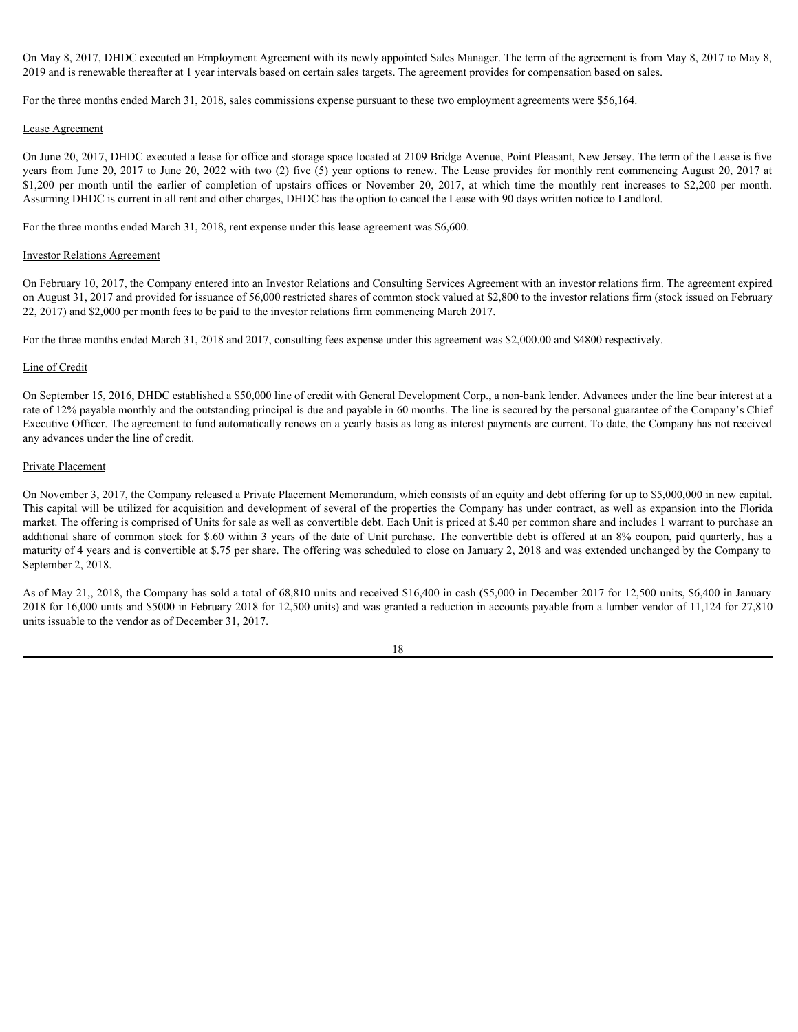On May 8, 2017, DHDC executed an Employment Agreement with its newly appointed Sales Manager. The term of the agreement is from May 8, 2017 to May 8, 2019 and is renewable thereafter at 1 year intervals based on certain sales targets. The agreement provides for compensation based on sales.

For the three months ended March 31, 2018, sales commissions expense pursuant to these two employment agreements were $56,164.

Lease Agreement

On June 20, 2017, DHDC executed a lease for office and storage space located at 2109 Bridge Avenue, Point Pleasant, New Jersey. The term of the Lease is five years from June 20, 2017 to June 20, 2022 with two (2) five (5) year options to renew. The Lease provides for monthly rent commencing August 20, 2017 at $1,200 per month until the earlier of completion of upstairs offices or November 20, 2017, at which time the monthly rent increases to $2,200 per month. Assuming DHDC is current in all rent and other charges, DHDC has the option to cancel the Lease with 90 days written notice to Landlord.

For the three months ended March 31, 2018, rent expense under this lease agreement was $6,600.

Investor Relations Agreement

On February 10, 2017, the Company entered into an Investor Relations and Consulting Services Agreement with an investor relations firm. The agreement expired on August 31, 2017 and provided for issuance of 56,000 restricted shares of common stock valued at $2,800 to the investor relations firm (stock issued on February 22, 2017) and $2,000 per month fees to be paid to the investor relations firm commencing March 2017.

For the three months ended March 31, 2018 and 2017, consulting fees expense under this agreement was $2,000.00 and $4800 respectively.

Line of Credit

On September 15, 2016, DHDC established a $50,000 line of credit with General Development Corp., a non-bank lender. Advances under the line bear interest at a rate of 12% payable monthly and the outstanding principal is due and payable in 60 months. The line is secured by the personal guarantee of the Company's Chief Executive Officer. The agreement to fund automatically renews on a yearly basis as long as interest payments are current. To date, the Company has not received any advances under the line of credit.

Private Placement

On November 3, 2017, the Company released a Private Placement Memorandum, which consists of an equity and debt offering for up to $5,000,000 in new capital. This capital will be utilized for acquisition and development of several of the properties the Company has under contract, as well as expansion into the Florida market. The offering is comprised of Units for sale as well as convertible debt. Each Unit is priced at $.40 per common share and includes 1 warrant to purchase an additional share of common stock for $.60 within 3 years of the date of Unit purchase. The convertible debt is offered at an 8% coupon, paid quarterly, has a maturity of 4 years and is convertible at $.75 per share. The offering was scheduled to close on January 2, 2018 and was extended unchanged by the Company to September 2, 2018.

As of May 21,, 2018, the Company has sold a total of 68,810 units and received $16,400 in cash ($5,000 in December 2017 for 12,500 units, $6,400 in January 2018 for 16,000 units and $5000 in February 2018 for 12,500 units) and was granted a reduction in accounts payable from a lumber vendor of 11,124 for 27,810 units issuable to the vendor as of December 31, 2017.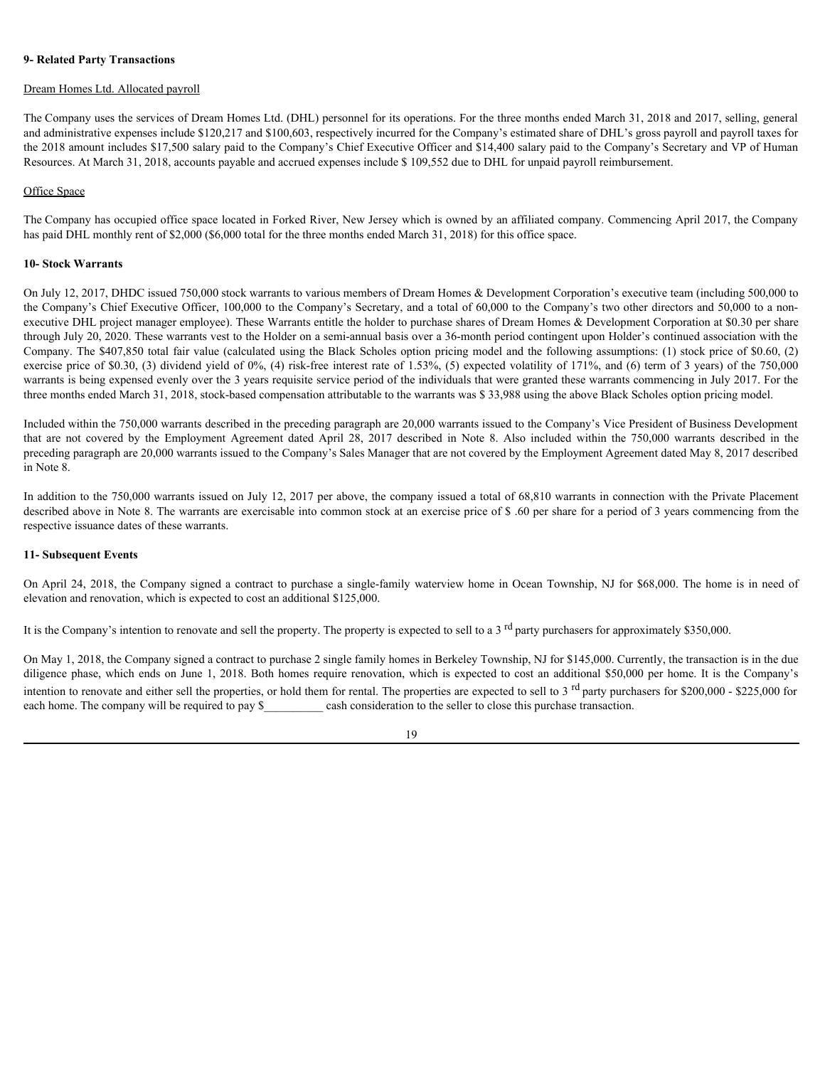**9- Related Party Transactions**

Dream Homes Ltd. Allocated payroll

The Company uses the services of Dream Homes Ltd. (DHL) personnel for its operations. For the three months ended March 31, 2018 and 2017, selling, general and administrative expenses include $120,217 and $100,603, respectively incurred for the Company's estimated share of DHL's gross payroll and payroll taxes for the 2018 amount includes $17,500 salary paid to the Company's Chief Executive Officer and $14,400 salary paid to the Company's Secretary and VP of Human Resources. At March 31, 2018, accounts payable and accrued expenses include $ 109,552 due to DHL for unpaid payroll reimbursement.

Office Space

The Company has occupied office space located in Forked River, New Jersey which is owned by an affiliated company. Commencing April 2017, the Company has paid DHL monthly rent of $2,000 ($6,000 total for the three months ended March 31, 2018) for this office space.

**10- Stock Warrants**

On July 12, 2017, DHDC issued 750,000 stock warrants to various members of Dream Homes & Development Corporation's executive team (including 500,000 to the Company's Chief Executive Officer, 100,000 to the Company's Secretary, and a total of 60,000 to the Company's two other directors and 50,000 to a non-executive DHL project manager employee). These Warrants entitle the holder to purchase shares of Dream Homes & Development Corporation at $0.30 per share through July 20, 2020. These warrants vest to the Holder on a semi-annual basis over a 36-month period contingent upon Holder's continued association with the Company. The $407,850 total fair value (calculated using the Black Scholes option pricing model and the following assumptions: (1) stock price of $0.60, (2) exercise price of $0.30, (3) dividend yield of 0%, (4) risk-free interest rate of 1.53%, (5) expected volatility of 171%, and (6) term of 3 years) of the 750,000 warrants is being expensed evenly over the 3 years requisite service period of the individuals that were granted these warrants commencing in July 2017. For the three months ended March 31, 2018, stock-based compensation attributable to the warrants was $ 33,988 using the above Black Scholes option pricing model.

Included within the 750,000 warrants described in the preceding paragraph are 20,000 warrants issued to the Company's Vice President of Business Development that are not covered by the Employment Agreement dated April 28, 2017 described in Note 8. Also included within the 750,000 warrants described in the preceding paragraph are 20,000 warrants issued to the Company's Sales Manager that are not covered by the Employment Agreement dated May 8, 2017 described in Note 8.

In addition to the 750,000 warrants issued on July 12, 2017 per above, the company issued a total of 68,810 warrants in connection with the Private Placement described above in Note 8. The warrants are exercisable into common stock at an exercise price of $ .60 per share for a period of 3 years commencing from the respective issuance dates of these warrants.

**11- Subsequent Events**

On April 24, 2018, the Company signed a contract to purchase a single-family waterview home in Ocean Township, NJ for $68,000. The home is in need of elevation and renovation, which is expected to cost an additional $125,000.

It is the Company's intention to renovate and sell the property. The property is expected to sell to a 3[rd] party purchasers for approximately $350,000.

On May 1, 2018, the Company signed a contract to purchase 2 single family homes in Berkeley Township, NJ for $145,000. Currently, the transaction is in the due diligence phase, which ends on June 1, 2018. Both homes require renovation, which is expected to cost an additional $50,000 per home. It is the Company's intention to renovate and either sell the properties, or hold them for rental. The properties are expected to sell to 3[rd] party purchasers for $200,000 - $225,000 for each home. The company will be required to pay $__________ cash consideration to the seller to close this purchase transaction.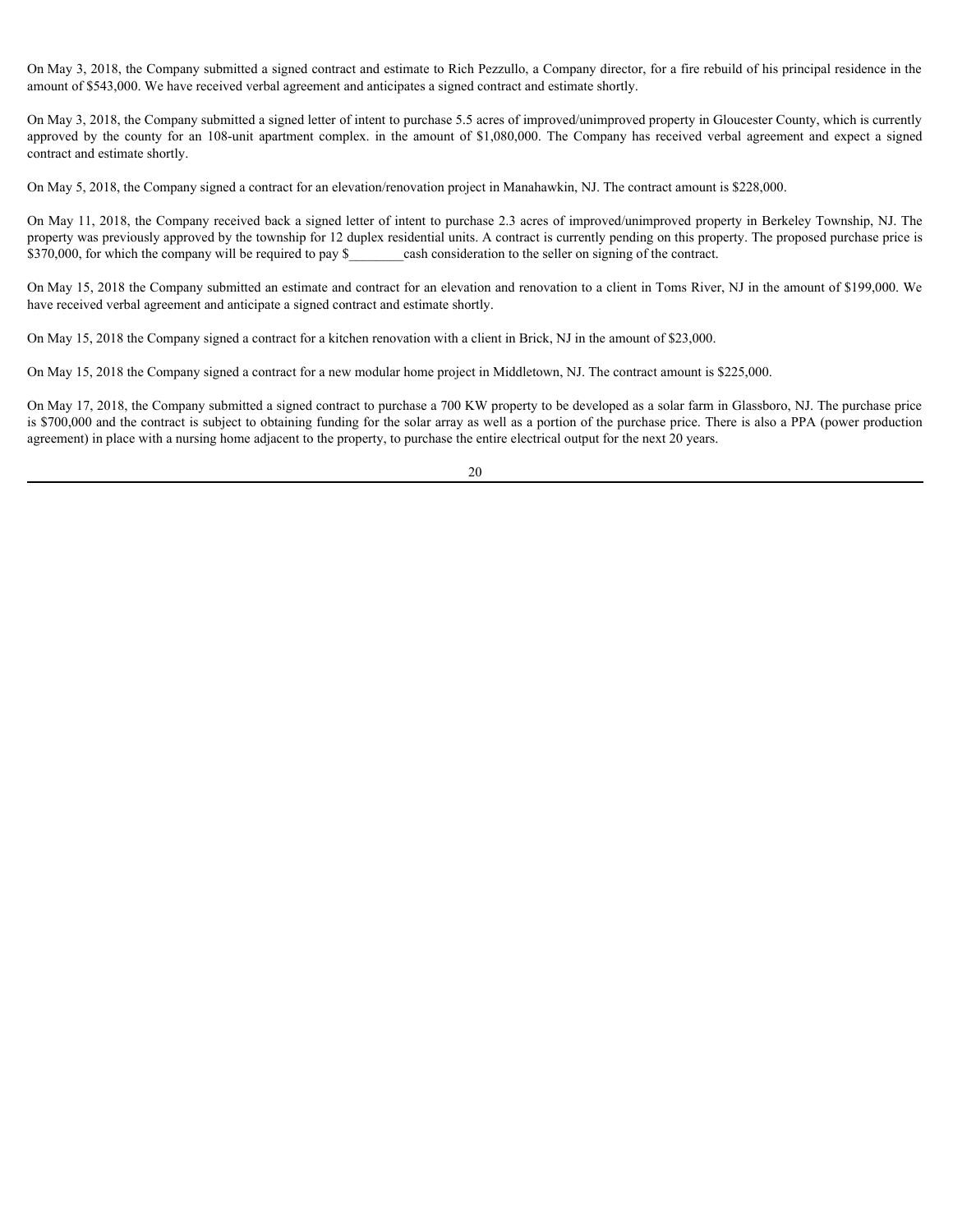On May 3, 2018, the Company submitted a signed contract and estimate to Rich Pezzullo, a Company director, for a fire rebuild of his principal residence in the amount of $543,000. We have received verbal agreement and anticipates a signed contract and estimate shortly.

On May 3, 2018, the Company submitted a signed letter of intent to purchase 5.5 acres of improved/unimproved property in Gloucester County, which is currently approved by the county for an 108-unit apartment complex. in the amount of $1,080,000. The Company has received verbal agreement and expect a signed contract and estimate shortly.

On May 5, 2018, the Company signed a contract for an elevation/renovation project in Manahawkin, NJ. The contract amount is $228,000.

On May 11, 2018, the Company received back a signed letter of intent to purchase 2.3 acres of improved/unimproved property in Berkeley Township, NJ. The property was previously approved by the township for 12 duplex residential units. A contract is currently pending on this property. The proposed purchase price is $370,000, for which the company will be required to pay $________cash consideration to the seller on signing of the contract.

On May 15, 2018 the Company submitted an estimate and contract for an elevation and renovation to a client in Toms River, NJ in the amount of $199,000. We have received verbal agreement and anticipate a signed contract and estimate shortly.

On May 15, 2018 the Company signed a contract for a kitchen renovation with a client in Brick, NJ in the amount of $23,000.

On May 15, 2018 the Company signed a contract for a new modular home project in Middletown, NJ. The contract amount is $225,000.

On May 17, 2018, the Company submitted a signed contract to purchase a 700 KW property to be developed as a solar farm in Glassboro, NJ. The purchase price is $700,000 and the contract is subject to obtaining funding for the solar array as well as a portion of the purchase price. There is also a PPA (power production agreement) in place with a nursing home adjacent to the property, to purchase the entire electrical output for the next 20 years.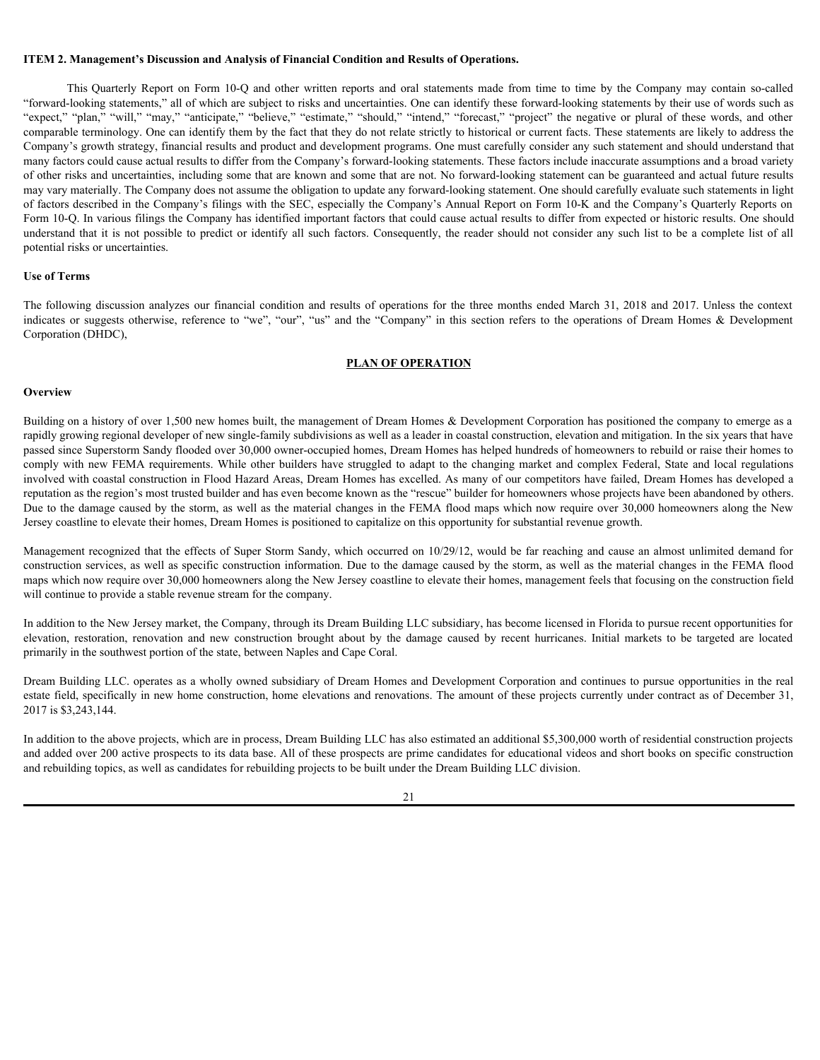**ITEM 2. Management's Discussion and Analysis of Financial Condition and Results of Operations.**

This Quarterly Report on Form 10-Q and other written reports and oral statements made from time to time by the Company may contain so-called "forward-looking statements," all of which are subject to risks and uncertainties. One can identify these forward-looking statements by their use of words such as "expect," "plan," "will," "may," "anticipate," "believe," "estimate," "should," "intend," "forecast," "project" the negative or plural of these words, and other comparable terminology. One can identify them by the fact that they do not relate strictly to historical or current facts. These statements are likely to address the Company's growth strategy, financial results and product and development programs. One must carefully consider any such statement and should understand that many factors could cause actual results to differ from the Company's forward-looking statements. These factors include inaccurate assumptions and a broad variety of other risks and uncertainties, including some that are known and some that are not. No forward-looking statement can be guaranteed and actual future results may vary materially. The Company does not assume the obligation to update any forward-looking statement. One should carefully evaluate such statements in light of factors described in the Company's filings with the SEC, especially the Company's Annual Report on Form 10-K and the Company's Quarterly Reports on Form 10-Q. In various filings the Company has identified important factors that could cause actual results to differ from expected or historic results. One should understand that it is not possible to predict or identify all such factors. Consequently, the reader should not consider any such list to be a complete list of all potential risks or uncertainties.

**Use of Terms**

The following discussion analyzes our financial condition and results of operations for the three months ended March 31, 2018 and 2017. Unless the context indicates or suggests otherwise, reference to "we", "our", "us" and the "Company" in this section refers to the operations of Dream Homes & Development Corporation (DHDC),

**PLAN OF OPERATION**

**Overview**

Building on a history of over 1,500 new homes built, the management of Dream Homes & Development Corporation has positioned the company to emerge as a rapidly growing regional developer of new single-family subdivisions as well as a leader in coastal construction, elevation and mitigation. In the six years that have passed since Superstorm Sandy flooded over 30,000 owner-occupied homes, Dream Homes has helped hundreds of homeowners to rebuild or raise their homes to comply with new FEMA requirements. While other builders have struggled to adapt to the changing market and complex Federal, State and local regulations involved with coastal construction in Flood Hazard Areas, Dream Homes has excelled. As many of our competitors have failed, Dream Homes has developed a reputation as the region's most trusted builder and has even become known as the "rescue" builder for homeowners whose projects have been abandoned by others. Due to the damage caused by the storm, as well as the material changes in the FEMA flood maps which now require over 30,000 homeowners along the New Jersey coastline to elevate their homes, Dream Homes is positioned to capitalize on this opportunity for substantial revenue growth.

Management recognized that the effects of Super Storm Sandy, which occurred on 10/29/12, would be far reaching and cause an almost unlimited demand for construction services, as well as specific construction information. Due to the damage caused by the storm, as well as the material changes in the FEMA flood maps which now require over 30,000 homeowners along the New Jersey coastline to elevate their homes, management feels that focusing on the construction field will continue to provide a stable revenue stream for the company.

In addition to the New Jersey market, the Company, through its Dream Building LLC subsidiary, has become licensed in Florida to pursue recent opportunities for elevation, restoration, renovation and new construction brought about by the damage caused by recent hurricanes. Initial markets to be targeted are located primarily in the southwest portion of the state, between Naples and Cape Coral.

Dream Building LLC. operates as a wholly owned subsidiary of Dream Homes and Development Corporation and continues to pursue opportunities in the real estate field, specifically in new home construction, home elevations and renovations. The amount of these projects currently under contract as of December 31, 2017 is $3,243,144.

In addition to the above projects, which are in process, Dream Building LLC has also estimated an additional $5,300,000 worth of residential construction projects and added over 200 active prospects to its data base. All of these prospects are prime candidates for educational videos and short books on specific construction and rebuilding topics, as well as candidates for rebuilding projects to be built under the Dream Building LLC division.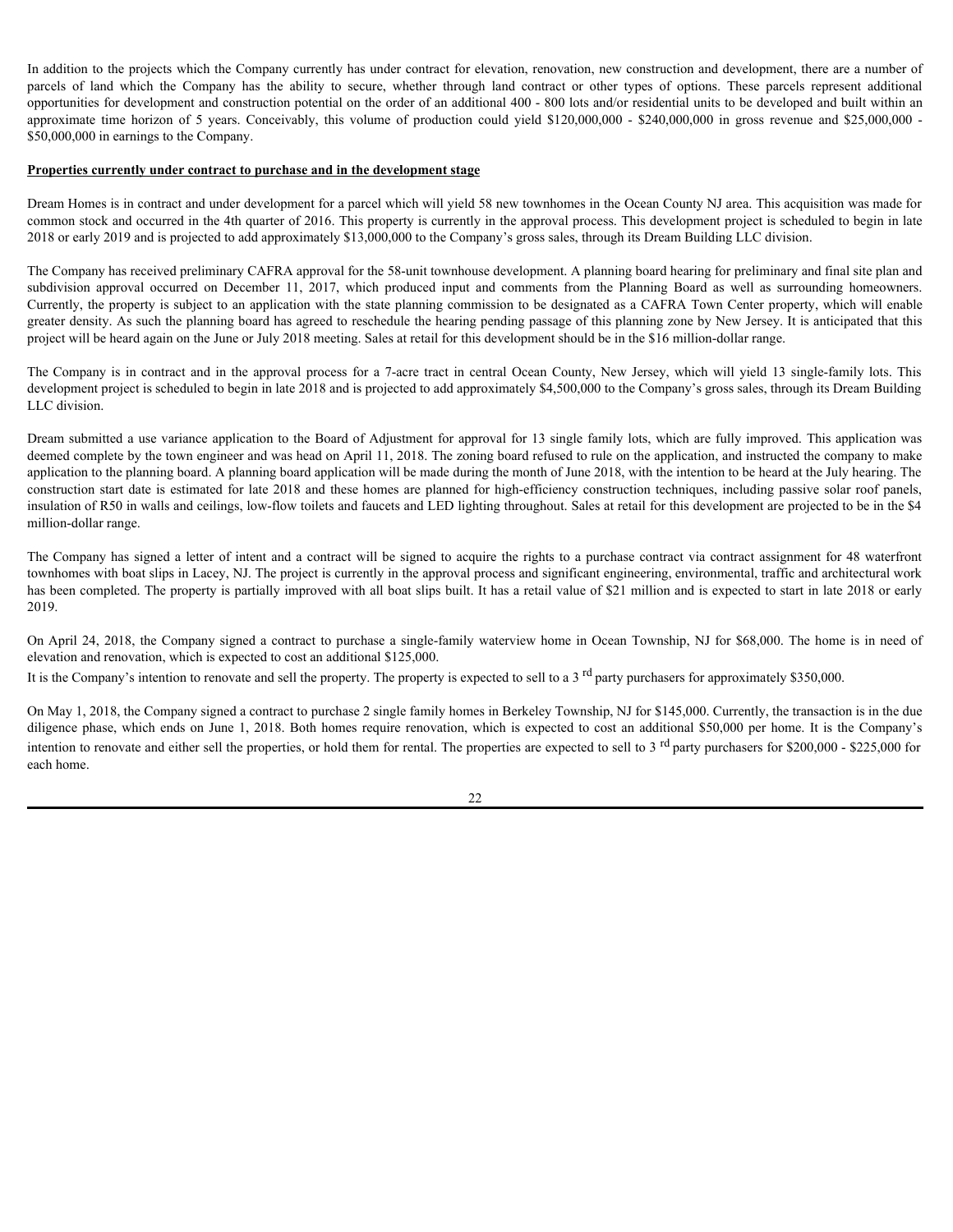In addition to the projects which the Company currently has under contract for elevation, renovation, new construction and development, there are a number of parcels of land which the Company has the ability to secure, whether through land contract or other types of options. These parcels represent additional opportunities for development and construction potential on the order of an additional 400 - 800 lots and/or residential units to be developed and built within an approximate time horizon of 5 years. Conceivably, this volume of production could yield $120,000,000 - $240,000,000 in gross revenue and $25,000,000 - $50,000,000 in earnings to the Company.

**Properties currently under contract to purchase and in the development stage**

Dream Homes is in contract and under development for a parcel which will yield 58 new townhomes in the Ocean County NJ area. This acquisition was made for common stock and occurred in the 4th quarter of 2016. This property is currently in the approval process. This development project is scheduled to begin in late 2018 or early 2019 and is projected to add approximately $13,000,000 to the Company's gross sales, through its Dream Building LLC division.

The Company has received preliminary CAFRA approval for the 58-unit townhouse development. A planning board hearing for preliminary and final site plan and subdivision approval occurred on December 11, 2017, which produced input and comments from the Planning Board as well as surrounding homeowners. Currently, the property is subject to an application with the state planning commission to be designated as a CAFRA Town Center property, which will enable greater density. As such the planning board has agreed to reschedule the hearing pending passage of this planning zone by New Jersey. It is anticipated that this project will be heard again on the June or July 2018 meeting. Sales at retail for this development should be in the $16 million-dollar range.

The Company is in contract and in the approval process for a 7-acre tract in central Ocean County, New Jersey, which will yield 13 single-family lots. This development project is scheduled to begin in late 2018 and is projected to add approximately $4,500,000 to the Company's gross sales, through its Dream Building LLC division.

Dream submitted a use variance application to the Board of Adjustment for approval for 13 single family lots, which are fully improved. This application was deemed complete by the town engineer and was head on April 11, 2018. The zoning board refused to rule on the application, and instructed the company to make application to the planning board. A planning board application will be made during the month of June 2018, with the intention to be heard at the July hearing. The construction start date is estimated for late 2018 and these homes are planned for high-efficiency construction techniques, including passive solar roof panels, insulation of R50 in walls and ceilings, low-flow toilets and faucets and LED lighting throughout. Sales at retail for this development are projected to be in the $4 million-dollar range.

The Company has signed a letter of intent and a contract will be signed to acquire the rights to a purchase contract via contract assignment for 48 waterfront townhomes with boat slips in Lacey, NJ. The project is currently in the approval process and significant engineering, environmental, traffic and architectural work has been completed. The property is partially improved with all boat slips built. It has a retail value of $21 million and is expected to start in late 2018 or early 2019.

On April 24, 2018, the Company signed a contract to purchase a single-family waterview home in Ocean Township, NJ for $68,000. The home is in need of elevation and renovation, which is expected to cost an additional $125,000.

It is the Company's intention to renovate and sell the property. The property is expected to sell to a 3rd party purchasers for approximately $350,000.

On May 1, 2018, the Company signed a contract to purchase 2 single family homes in Berkeley Township, NJ for $145,000. Currently, the transaction is in the due diligence phase, which ends on June 1, 2018. Both homes require renovation, which is expected to cost an additional $50,000 per home. It is the Company's intention to renovate and either sell the properties, or hold them for rental. The properties are expected to sell to 3rd party purchasers for $200,000 - $225,000 for each home.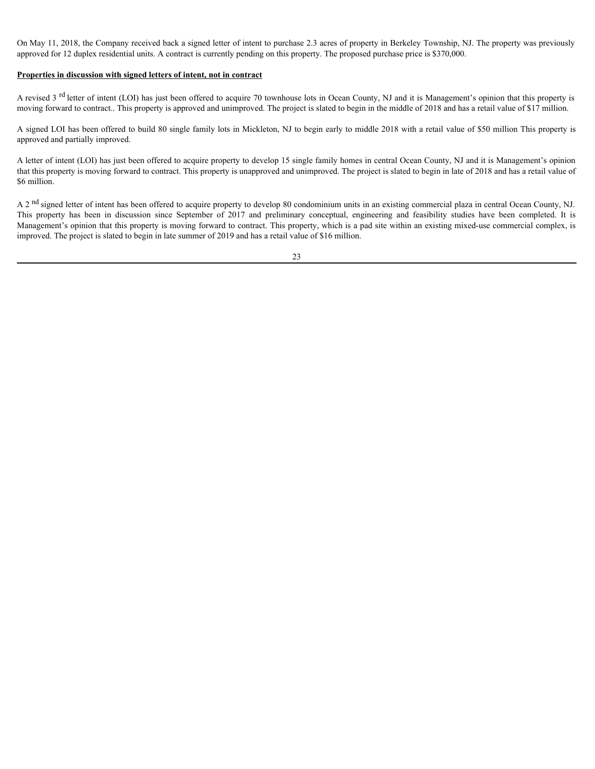On May 11, 2018, the Company received back a signed letter of intent to purchase 2.3 acres of property in Berkeley Township, NJ. The property was previously approved for 12 duplex residential units. A contract is currently pending on this property. The proposed purchase price is $370,000.

**Properties in discussion with signed letters of intent, not in contract**

A revised 3rd letter of intent (LOI) has just been offered to acquire 70 townhouse lots in Ocean County, NJ and it is Management's opinion that this property is moving forward to contract.. This property is approved and unimproved. The project is slated to begin in the middle of 2018 and has a retail value of $17 million.

A signed LOI has been offered to build 80 single family lots in Mickleton, NJ to begin early to middle 2018 with a retail value of $50 million This property is approved and partially improved.

A letter of intent (LOI) has just been offered to acquire property to develop 15 single family homes in central Ocean County, NJ and it is Management's opinion that this property is moving forward to contract. This property is unapproved and unimproved. The project is slated to begin in late of 2018 and has a retail value of $6 million.

A 2nd signed letter of intent has been offered to acquire property to develop 80 condominium units in an existing commercial plaza in central Ocean County, NJ. This property has been in discussion since September of 2017 and preliminary conceptual, engineering and feasibility studies have been completed. It is Management's opinion that this property is moving forward to contract. This property, which is a pad site within an existing mixed-use commercial complex, is improved. The project is slated to begin in late summer of 2019 and has a retail value of $16 million.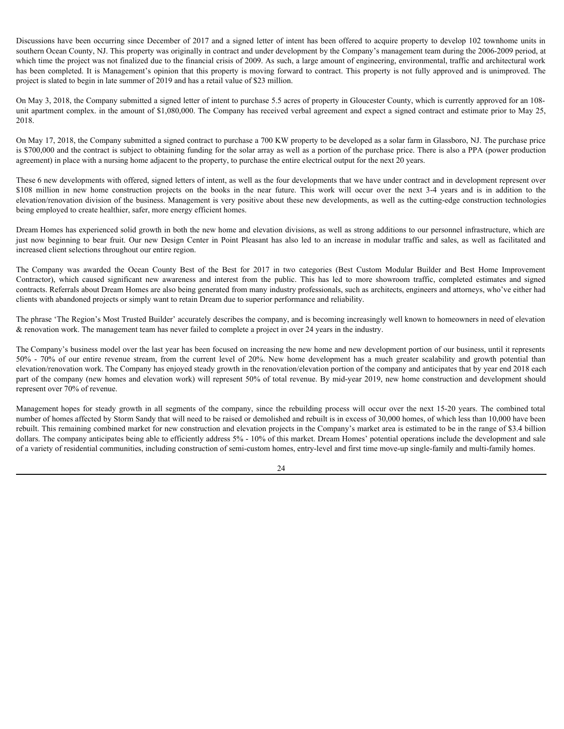Discussions have been occurring since December of 2017 and a signed letter of intent has been offered to acquire property to develop 102 townhome units in southern Ocean County, NJ. This property was originally in contract and under development by the Company's management team during the 2006-2009 period, at which time the project was not finalized due to the financial crisis of 2009. As such, a large amount of engineering, environmental, traffic and architectural work has been completed. It is Management's opinion that this property is moving forward to contract. This property is not fully approved and is unimproved. The project is slated to begin in late summer of 2019 and has a retail value of $23 million.

On May 3, 2018, the Company submitted a signed letter of intent to purchase 5.5 acres of property in Gloucester County, which is currently approved for an 108-unit apartment complex. in the amount of $1,080,000. The Company has received verbal agreement and expect a signed contract and estimate prior to May 25, 2018.

On May 17, 2018, the Company submitted a signed contract to purchase a 700 KW property to be developed as a solar farm in Glassboro, NJ. The purchase price is $700,000 and the contract is subject to obtaining funding for the solar array as well as a portion of the purchase price. There is also a PPA (power production agreement) in place with a nursing home adjacent to the property, to purchase the entire electrical output for the next 20 years.

These 6 new developments with offered, signed letters of intent, as well as the four developments that we have under contract and in development represent over $108 million in new home construction projects on the books in the near future. This work will occur over the next 3-4 years and is in addition to the elevation/renovation division of the business. Management is very positive about these new developments, as well as the cutting-edge construction technologies being employed to create healthier, safer, more energy efficient homes.

Dream Homes has experienced solid growth in both the new home and elevation divisions, as well as strong additions to our personnel infrastructure, which are just now beginning to bear fruit. Our new Design Center in Point Pleasant has also led to an increase in modular traffic and sales, as well as facilitated and increased client selections throughout our entire region.

The Company was awarded the Ocean County Best of the Best for 2017 in two categories (Best Custom Modular Builder and Best Home Improvement Contractor), which caused significant new awareness and interest from the public. This has led to more showroom traffic, completed estimates and signed contracts. Referrals about Dream Homes are also being generated from many industry professionals, such as architects, engineers and attorneys, who've either had clients with abandoned projects or simply want to retain Dream due to superior performance and reliability.

The phrase 'The Region's Most Trusted Builder' accurately describes the company, and is becoming increasingly well known to homeowners in need of elevation & renovation work. The management team has never failed to complete a project in over 24 years in the industry.

The Company's business model over the last year has been focused on increasing the new home and new development portion of our business, until it represents 50% - 70% of our entire revenue stream, from the current level of 20%. New home development has a much greater scalability and growth potential than elevation/renovation work. The Company has enjoyed steady growth in the renovation/elevation portion of the company and anticipates that by year end 2018 each part of the company (new homes and elevation work) will represent 50% of total revenue. By mid-year 2019, new home construction and development should represent over 70% of revenue.

Management hopes for steady growth in all segments of the company, since the rebuilding process will occur over the next 15-20 years. The combined total number of homes affected by Storm Sandy that will need to be raised or demolished and rebuilt is in excess of 30,000 homes, of which less than 10,000 have been rebuilt. This remaining combined market for new construction and elevation projects in the Company's market area is estimated to be in the range of $3.4 billion dollars. The company anticipates being able to efficiently address 5% - 10% of this market. Dream Homes' potential operations include the development and sale of a variety of residential communities, including construction of semi-custom homes, entry-level and first time move-up single-family and multi-family homes.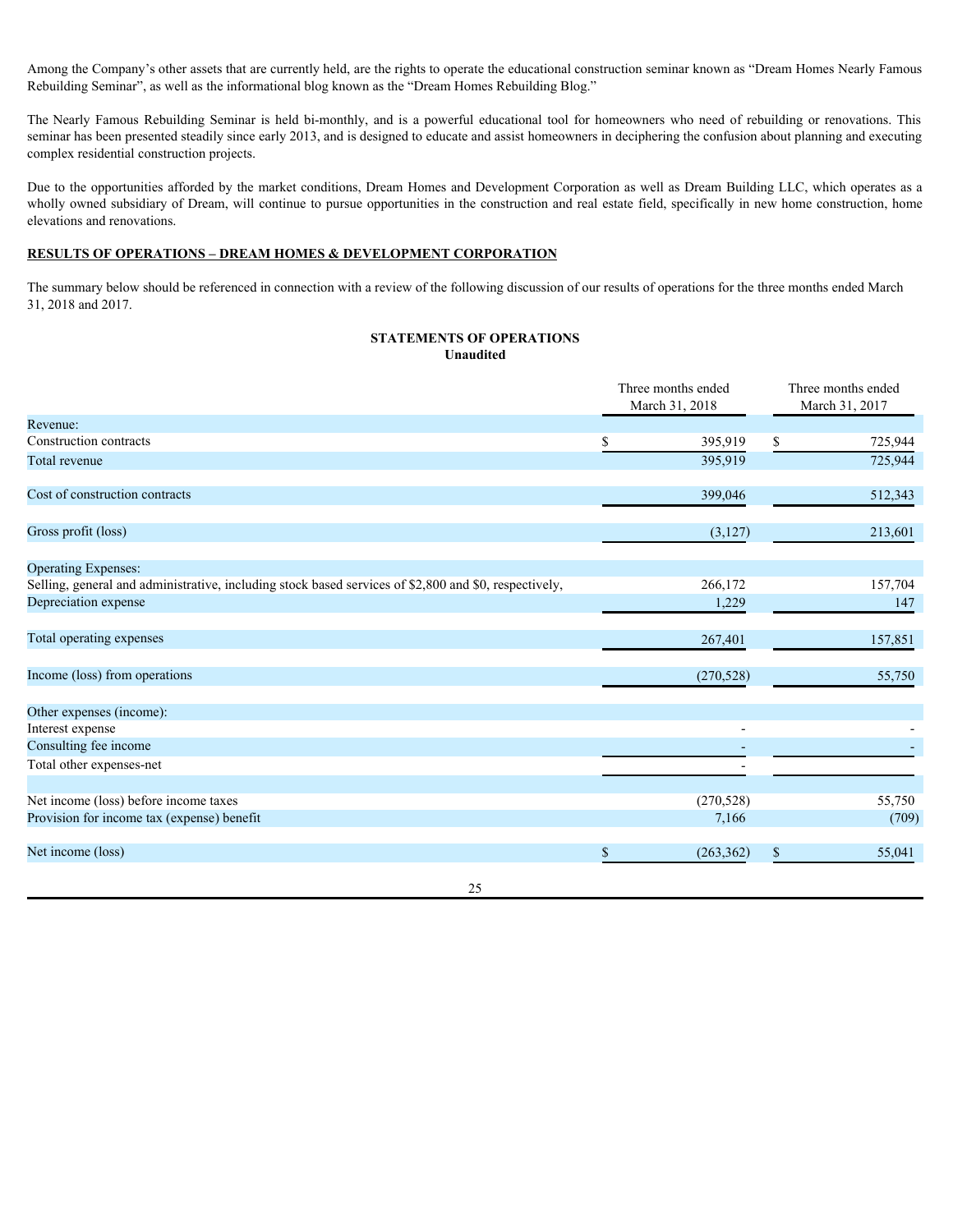Among the Company's other assets that are currently held, are the rights to operate the educational construction seminar known as "Dream Homes Nearly Famous Rebuilding Seminar", as well as the informational blog known as the "Dream Homes Rebuilding Blog."

The Nearly Famous Rebuilding Seminar is held bi-monthly, and is a powerful educational tool for homeowners who need of rebuilding or renovations. This seminar has been presented steadily since early 2013, and is designed to educate and assist homeowners in deciphering the confusion about planning and executing complex residential construction projects.

Due to the opportunities afforded by the market conditions, Dream Homes and Development Corporation as well as Dream Building LLC, which operates as a wholly owned subsidiary of Dream, will continue to pursue opportunities in the construction and real estate field, specifically in new home construction, home elevations and renovations.

**RESULTS OF OPERATIONS – DREAM HOMES & DEVELOPMENT CORPORATION**

The summary below should be referenced in connection with a review of the following discussion of our results of operations for the three months ended March 31, 2018 and 2017.

**STATEMENTS OF OPERATIONS**
**Unaudited**

| | Three months ended March 31, 2018 | Three months ended March 31, 2017 |
|---|---|---|
| Revenue: | | |
| Construction contracts | $ 395,919 | $ 725,944 |
| Total revenue | 395,919 | 725,944 |
| Cost of construction contracts | 399,046 | 512,343 |
| Gross profit (loss) | (3,127) | 213,601 |
| Operating Expenses: | | |
| Selling, general and administrative, including stock based services of $2,800 and $0, respectively, | 266,172 | 157,704 |
| Depreciation expense | 1,229 | 147 |
| Total operating expenses | 267,401 | 157,851 |
| Income (loss) from operations | (270,528) | 55,750 |
| Other expenses (income): | | |
| Interest expense | - | - |
| Consulting fee income | - | - |
| Total other expenses-net | - | |
| Net income (loss) before income taxes | (270,528) | 55,750 |
| Provision for income tax (expense) benefit | 7,166 | (709) |
| Net income (loss) | $ (263,362) | $ 55,041 |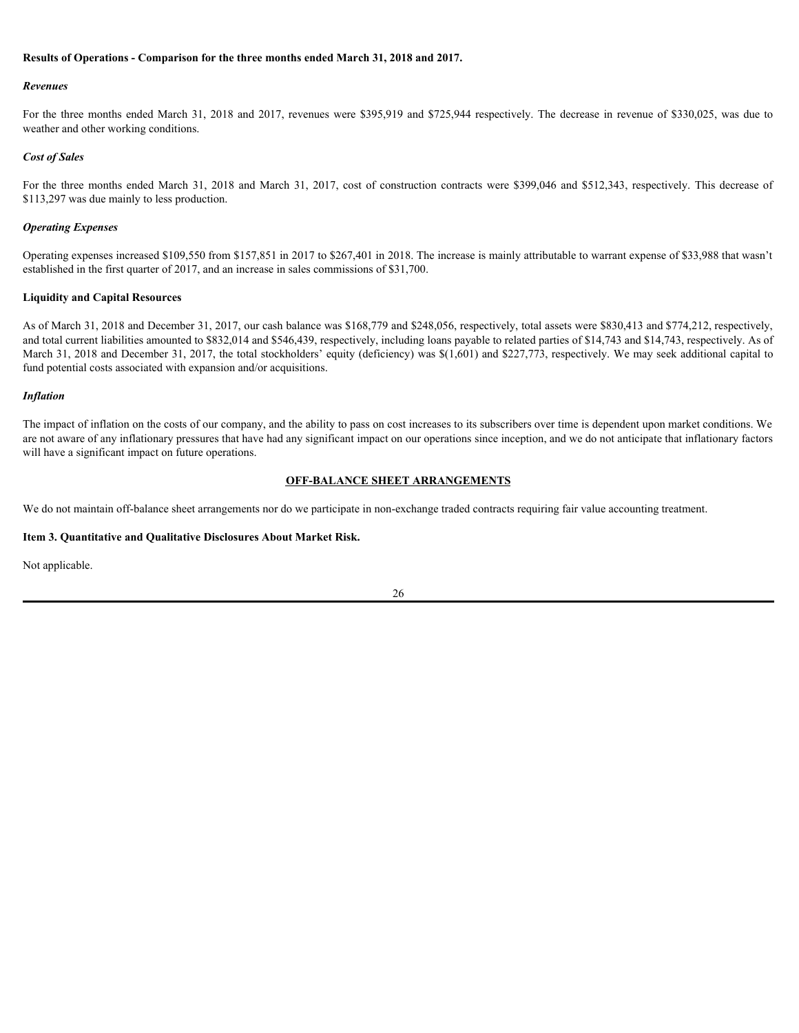**Results of Operations - Comparison for the three months ended March 31, 2018 and 2017.**

***Revenues***

For the three months ended March 31, 2018 and 2017, revenues were $395,919 and $725,944 respectively. The decrease in revenue of $330,025, was due to weather and other working conditions.

***Cost of Sales***

For the three months ended March 31, 2018 and March 31, 2017, cost of construction contracts were $399,046 and $512,343, respectively. This decrease of $113,297 was due mainly to less production.

***Operating Expenses***

Operating expenses increased $109,550 from $157,851 in 2017 to $267,401 in 2018. The increase is mainly attributable to warrant expense of $33,988 that wasn't established in the first quarter of 2017, and an increase in sales commissions of $31,700.

**Liquidity and Capital Resources**

As of March 31, 2018 and December 31, 2017, our cash balance was $168,779 and $248,056, respectively, total assets were $830,413 and $774,212, respectively, and total current liabilities amounted to $832,014 and $546,439, respectively, including loans payable to related parties of $14,743 and $14,743, respectively. As of March 31, 2018 and December 31, 2017, the total stockholders' equity (deficiency) was $(1,601) and $227,773, respectively. We may seek additional capital to fund potential costs associated with expansion and/or acquisitions.

***Inflation***

The impact of inflation on the costs of our company, and the ability to pass on cost increases to its subscribers over time is dependent upon market conditions. We are not aware of any inflationary pressures that have had any significant impact on our operations since inception, and we do not anticipate that inflationary factors will have a significant impact on future operations.

**OFF-BALANCE SHEET ARRANGEMENTS**

We do not maintain off-balance sheet arrangements nor do we participate in non-exchange traded contracts requiring fair value accounting treatment.

**Item 3. Quantitative and Qualitative Disclosures About Market Risk.**

Not applicable.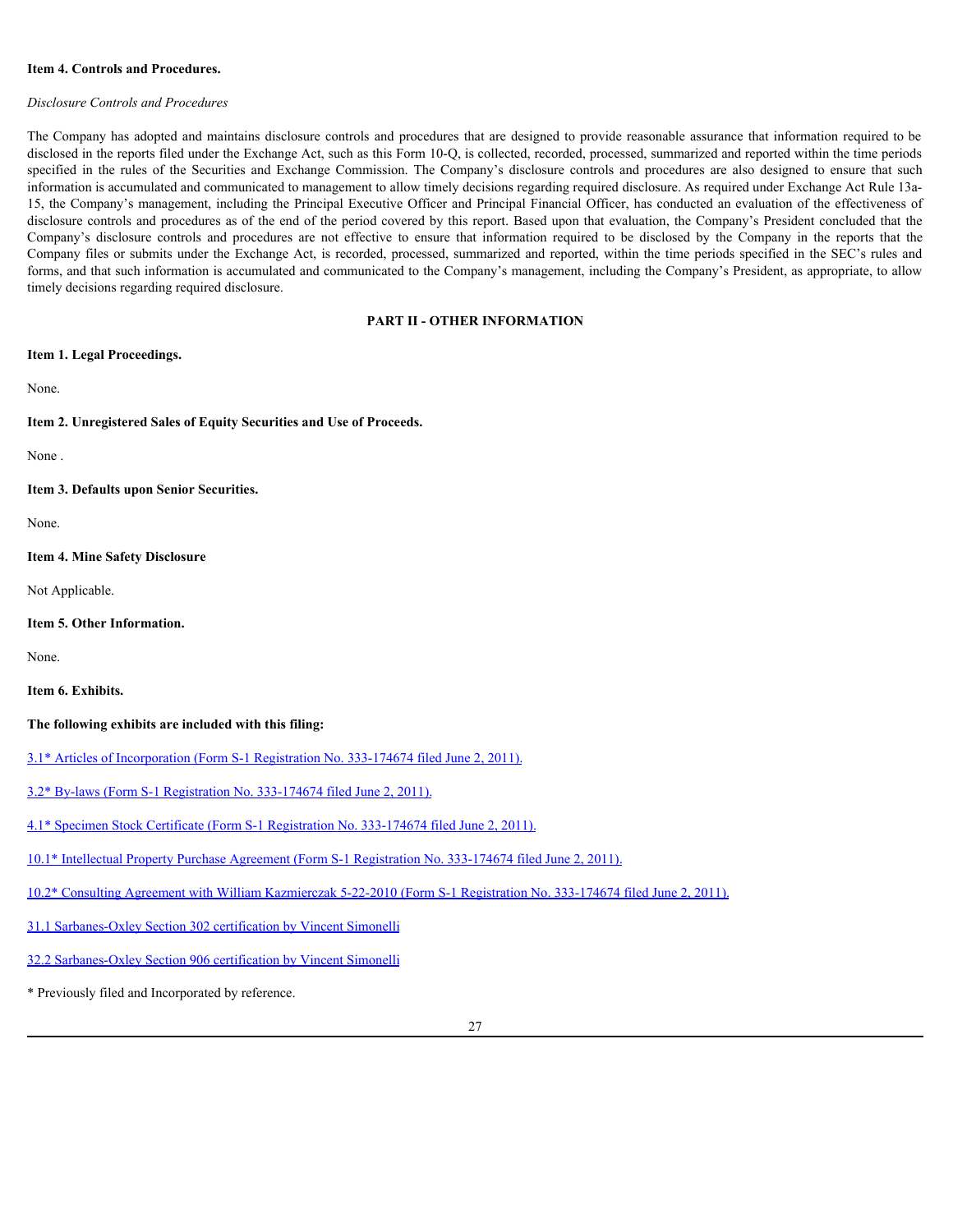**Item 4. Controls and Procedures.**

*Disclosure Controls and Procedures*

The Company has adopted and maintains disclosure controls and procedures that are designed to provide reasonable assurance that information required to be disclosed in the reports filed under the Exchange Act, such as this Form 10-Q, is collected, recorded, processed, summarized and reported within the time periods specified in the rules of the Securities and Exchange Commission. The Company's disclosure controls and procedures are also designed to ensure that such information is accumulated and communicated to management to allow timely decisions regarding required disclosure. As required under Exchange Act Rule 13a-15, the Company's management, including the Principal Executive Officer and Principal Financial Officer, has conducted an evaluation of the effectiveness of disclosure controls and procedures as of the end of the period covered by this report. Based upon that evaluation, the Company's President concluded that the Company's disclosure controls and procedures are not effective to ensure that information required to be disclosed by the Company in the reports that the Company files or submits under the Exchange Act, is recorded, processed, summarized and reported, within the time periods specified in the SEC's rules and forms, and that such information is accumulated and communicated to the Company's management, including the Company's President, as appropriate, to allow timely decisions regarding required disclosure.

**PART II - OTHER INFORMATION**

**Item 1. Legal Proceedings.**

None.

**Item 2. Unregistered Sales of Equity Securities and Use of Proceeds.**

None .

**Item 3. Defaults upon Senior Securities.**

None.

**Item 4. Mine Safety Disclosure**

Not Applicable.

**Item 5. Other Information.**

None.

**Item 6. Exhibits.**

**The following exhibits are included with this filing:**

3.1* Articles of Incorporation (Form S-1 Registration No. 333-174674 filed June 2, 2011).

3.2* By-laws (Form S-1 Registration No. 333-174674 filed June 2, 2011).

4.1* Specimen Stock Certificate (Form S-1 Registration No. 333-174674 filed June 2, 2011).

10.1* Intellectual Property Purchase Agreement (Form S-1 Registration No. 333-174674 filed June 2, 2011).

10.2* Consulting Agreement with William Kazmierczak 5-22-2010 (Form S-1 Registration No. 333-174674 filed June 2, 2011).

31.1 Sarbanes-Oxley Section 302 certification by Vincent Simonelli

32.2 Sarbanes-Oxley Section 906 certification by Vincent Simonelli

* Previously filed and Incorporated by reference.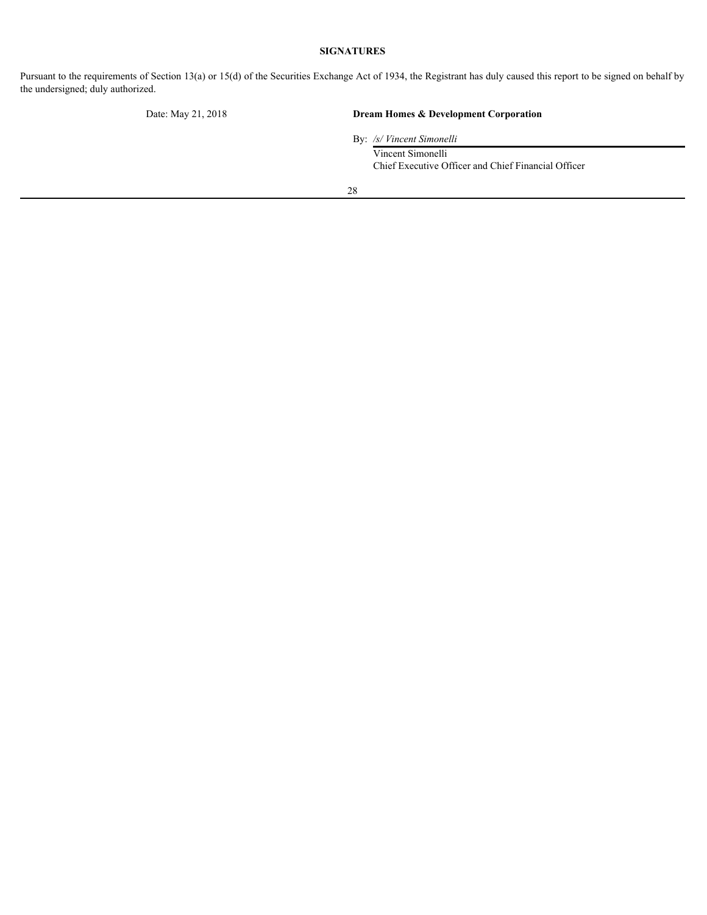**SIGNATURES**

Pursuant to the requirements of Section 13(a) or 15(d) of the Securities Exchange Act of 1934, the Registrant has duly caused this report to be signed on behalf by the undersigned; duly authorized.

Date: May 21, 2018

**Dream Homes & Development Corporation**

By: */s/ Vincent Simonelli*

Vincent Simonelli
Chief Executive Officer and Chief Financial Officer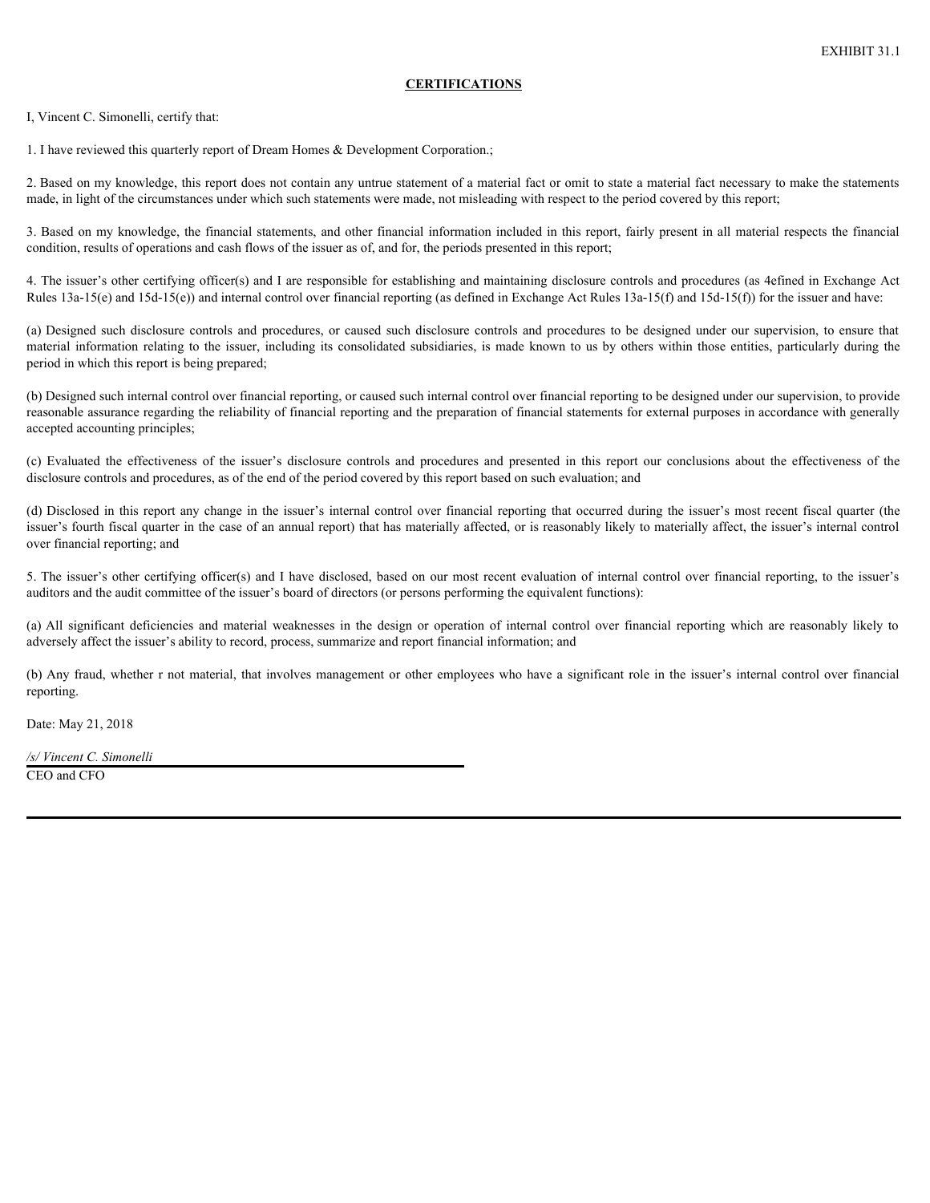EXHIBIT 31.1

**CERTIFICATIONS**

I, Vincent C. Simonelli, certify that:

1. I have reviewed this quarterly report of Dream Homes & Development Corporation.;

2. Based on my knowledge, this report does not contain any untrue statement of a material fact or omit to state a material fact necessary to make the statements made, in light of the circumstances under which such statements were made, not misleading with respect to the period covered by this report;

3. Based on my knowledge, the financial statements, and other financial information included in this report, fairly present in all material respects the financial condition, results of operations and cash flows of the issuer as of, and for, the periods presented in this report;

4. The issuer's other certifying officer(s) and I are responsible for establishing and maintaining disclosure controls and procedures (as 4efined in Exchange Act Rules 13a-15(e) and 15d-15(e)) and internal control over financial reporting (as defined in Exchange Act Rules 13a-15(f) and 15d-15(f)) for the issuer and have:

(a) Designed such disclosure controls and procedures, or caused such disclosure controls and procedures to be designed under our supervision, to ensure that material information relating to the issuer, including its consolidated subsidiaries, is made known to us by others within those entities, particularly during the period in which this report is being prepared;

(b) Designed such internal control over financial reporting, or caused such internal control over financial reporting to be designed under our supervision, to provide reasonable assurance regarding the reliability of financial reporting and the preparation of financial statements for external purposes in accordance with generally accepted accounting principles;

(c) Evaluated the effectiveness of the issuer's disclosure controls and procedures and presented in this report our conclusions about the effectiveness of the disclosure controls and procedures, as of the end of the period covered by this report based on such evaluation; and

(d) Disclosed in this report any change in the issuer's internal control over financial reporting that occurred during the issuer's most recent fiscal quarter (the issuer's fourth fiscal quarter in the case of an annual report) that has materially affected, or is reasonably likely to materially affect, the issuer's internal control over financial reporting; and

5. The issuer's other certifying officer(s) and I have disclosed, based on our most recent evaluation of internal control over financial reporting, to the issuer's auditors and the audit committee of the issuer's board of directors (or persons performing the equivalent functions):

(a) All significant deficiencies and material weaknesses in the design or operation of internal control over financial reporting which are reasonably likely to adversely affect the issuer's ability to record, process, summarize and report financial information; and

(b) Any fraud, whether r not material, that involves management or other employees who have a significant role in the issuer's internal control over financial reporting.

Date: May 21, 2018

*/s/ Vincent C. Simonelli*

CEO and CFO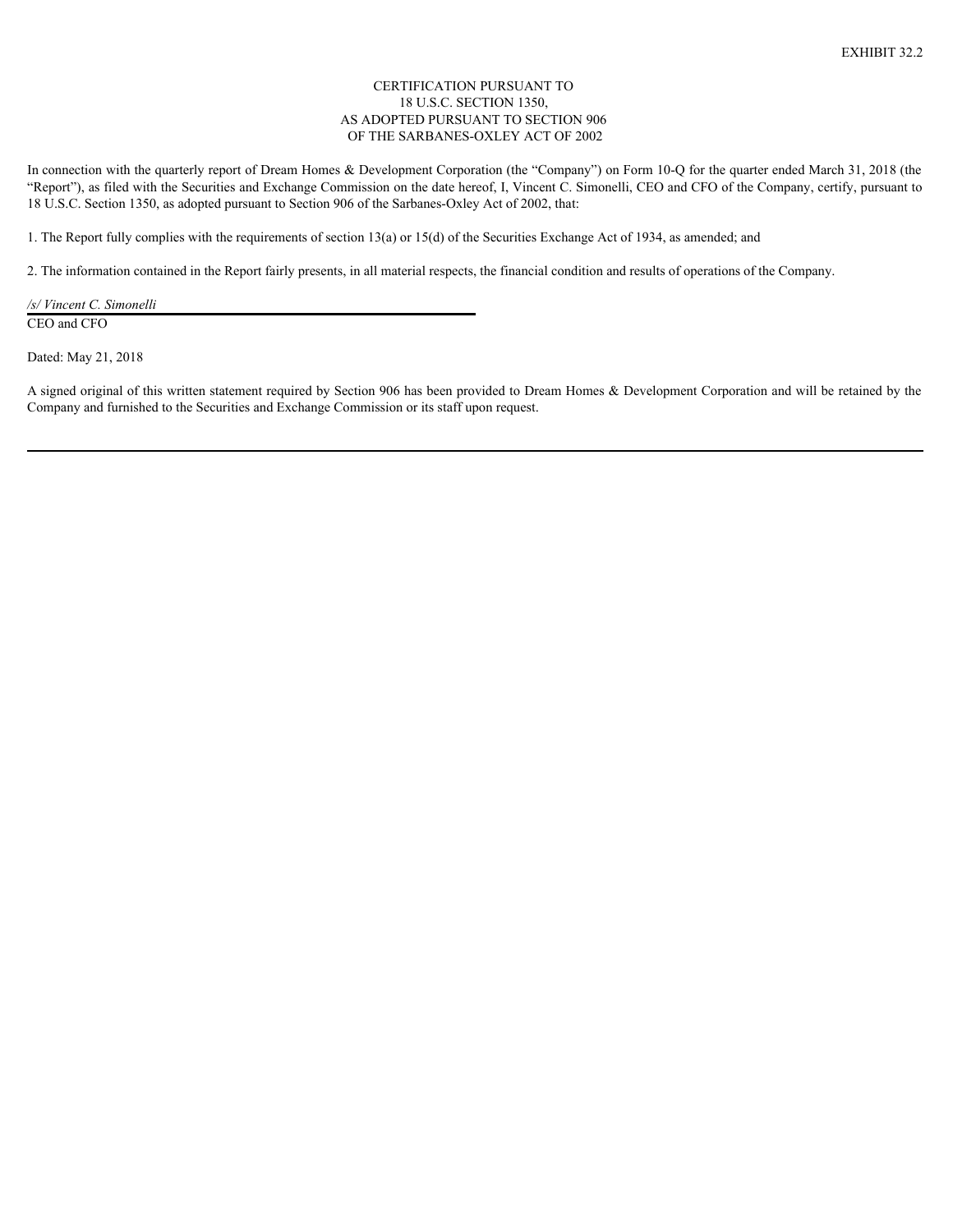EXHIBIT 32.2

CERTIFICATION PURSUANT TO
18 U.S.C. SECTION 1350,
AS ADOPTED PURSUANT TO SECTION 906
OF THE SARBANES-OXLEY ACT OF 2002

In connection with the quarterly report of Dream Homes & Development Corporation (the "Company") on Form 10-Q for the quarter ended March 31, 2018 (the "Report"), as filed with the Securities and Exchange Commission on the date hereof, I, Vincent C. Simonelli, CEO and CFO of the Company, certify, pursuant to 18 U.S.C. Section 1350, as adopted pursuant to Section 906 of the Sarbanes-Oxley Act of 2002, that:

1. The Report fully complies with the requirements of section 13(a) or 15(d) of the Securities Exchange Act of 1934, as amended; and

2. The information contained in the Report fairly presents, in all material respects, the financial condition and results of operations of the Company.

*/s/ Vincent C. Simonelli*
CEO and CFO

Dated: May 21, 2018

A signed original of this written statement required by Section 906 has been provided to Dream Homes & Development Corporation and will be retained by the Company and furnished to the Securities and Exchange Commission or its staff upon request.